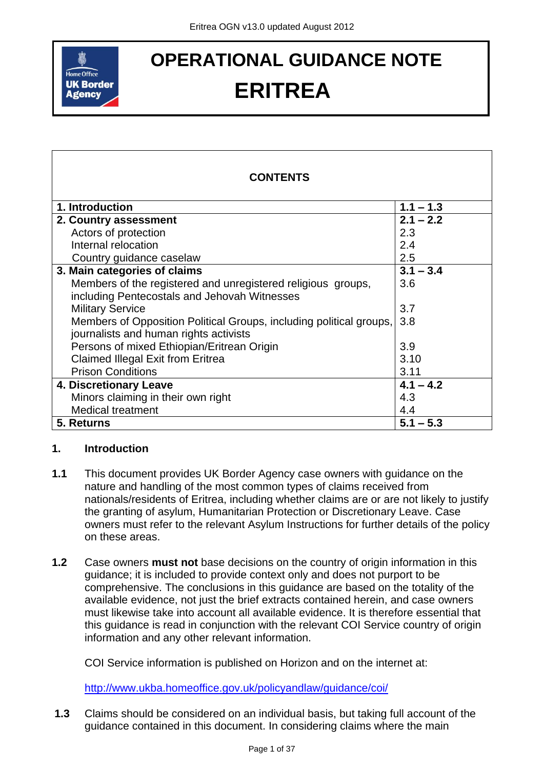# OPERATIONAL GUIDANCE NOTE

# ERITREA

| CONTENTS | |
|---|---|
| **1. Introduction** | **1.1 – 1.3** |
| **2. Country assessment** | **2.1 – 2.2** |
| Actors of protection | 2.3 |
| Internal relocation | 2.4 |
| Country guidance caselaw | 2.5 |
| **3. Main categories of claims** | **3.1 – 3.4** |
| Members of the registered and unregistered religious groups, including Pentecostals and Jehovah Witnesses | 3.6 |
| Military Service | 3.7 |
| Members of Opposition Political Groups, including political groups, journalists and human rights activists | 3.8 |
| Persons of mixed Ethiopian/Eritrean Origin | 3.9 |
| Claimed Illegal Exit from Eritrea | 3.10 |
| Prison Conditions | 3.11 |
| **4. Discretionary Leave** | **4.1 – 4.2** |
| Minors claiming in their own right | 4.3 |
| Medical treatment | 4.4 |
| **5. Returns** | **5.1 – 5.3** |

## 1. Introduction

**1.1** This document provides UK Border Agency case owners with guidance on the nature and handling of the most common types of claims received from nationals/residents of Eritrea, including whether claims are or are not likely to justify the granting of asylum, Humanitarian Protection or Discretionary Leave. Case owners must refer to the relevant Asylum Instructions for further details of the policy on these areas.

**1.2** Case owners **must not** base decisions on the country of origin information in this guidance; it is included to provide context only and does not purport to be comprehensive. The conclusions in this guidance are based on the totality of the available evidence, not just the brief extracts contained herein, and case owners must likewise take into account all available evidence. It is therefore essential that this guidance is read in conjunction with the relevant COI Service country of origin information and any other relevant information.

COI Service information is published on Horizon and on the internet at:

http://www.ukba.homeoffice.gov.uk/policyandlaw/guidance/coi/

**1.3** Claims should be considered on an individual basis, but taking full account of the guidance contained in this document. In considering claims where the main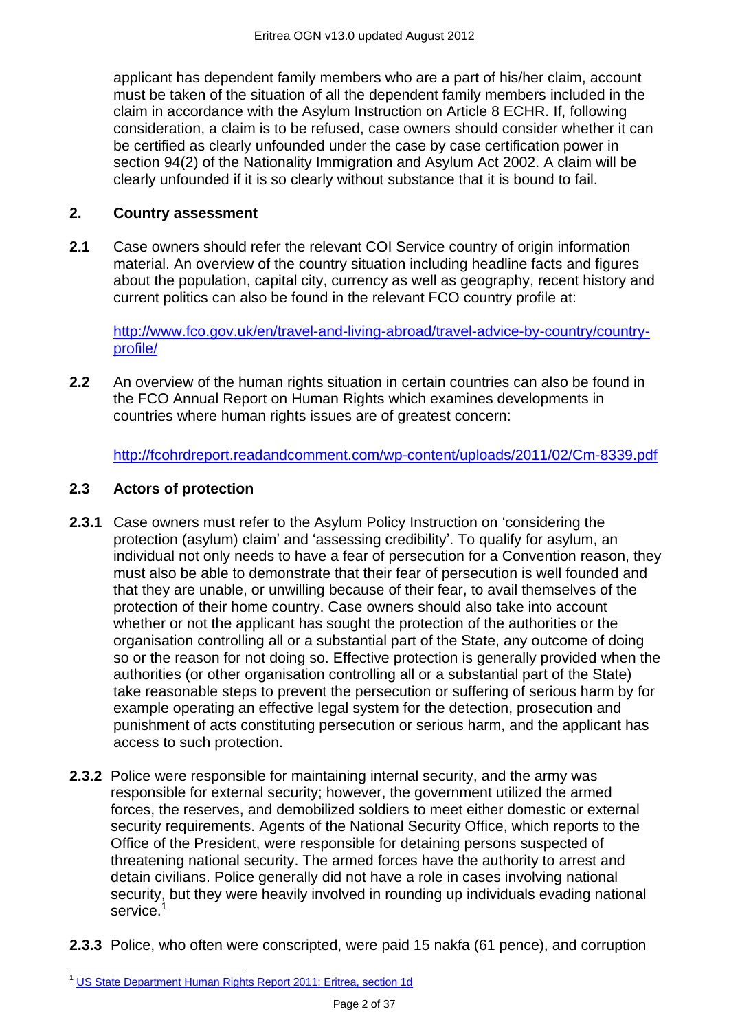applicant has dependent family members who are a part of his/her claim, account must be taken of the situation of all the dependent family members included in the claim in accordance with the Asylum Instruction on Article 8 ECHR. If, following consideration, a claim is to be refused, case owners should consider whether it can be certified as clearly unfounded under the case by case certification power in section 94(2) of the Nationality Immigration and Asylum Act 2002. A claim will be clearly unfounded if it is so clearly without substance that it is bound to fail.

## 2. Country assessment

**2.1** Case owners should refer the relevant COI Service country of origin information material. An overview of the country situation including headline facts and figures about the population, capital city, currency as well as geography, recent history and current politics can also be found in the relevant FCO country profile at:

[http://www.fco.gov.uk/en/travel-and-living-abroad/travel-advice-by-country/country-profile/](http://www.fco.gov.uk/en/travel-and-living-abroad/travel-advice-by-country/country-profile/)

**2.2** An overview of the human rights situation in certain countries can also be found in the FCO Annual Report on Human Rights which examines developments in countries where human rights issues are of greatest concern:

[http://fcohrdreport.readandcomment.com/wp-content/uploads/2011/02/Cm-8339.pdf](http://fcohrdreport.readandcomment.com/wp-content/uploads/2011/02/Cm-8339.pdf)

### 2.3 Actors of protection

**2.3.1** Case owners must refer to the Asylum Policy Instruction on 'considering the protection (asylum) claim' and 'assessing credibility'. To qualify for asylum, an individual not only needs to have a fear of persecution for a Convention reason, they must also be able to demonstrate that their fear of persecution is well founded and that they are unable, or unwilling because of their fear, to avail themselves of the protection of their home country. Case owners should also take into account whether or not the applicant has sought the protection of the authorities or the organisation controlling all or a substantial part of the State, any outcome of doing so or the reason for not doing so. Effective protection is generally provided when the authorities (or other organisation controlling all or a substantial part of the State) take reasonable steps to prevent the persecution or suffering of serious harm by for example operating an effective legal system for the detection, prosecution and punishment of acts constituting persecution or serious harm, and the applicant has access to such protection.

**2.3.2** Police were responsible for maintaining internal security, and the army was responsible for external security; however, the government utilized the armed forces, the reserves, and demobilized soldiers to meet either domestic or external security requirements. Agents of the National Security Office, which reports to the Office of the President, were responsible for detaining persons suspected of threatening national security. The armed forces have the authority to arrest and detain civilians. Police generally did not have a role in cases involving national security, but they were heavily involved in rounding up individuals evading national service.[1]

**2.3.3** Police, who often were conscripted, were paid 15 nakfa (61 pence), and corruption

---

[1] [US State Department Human Rights Report 2011: Eritrea, section 1d](#)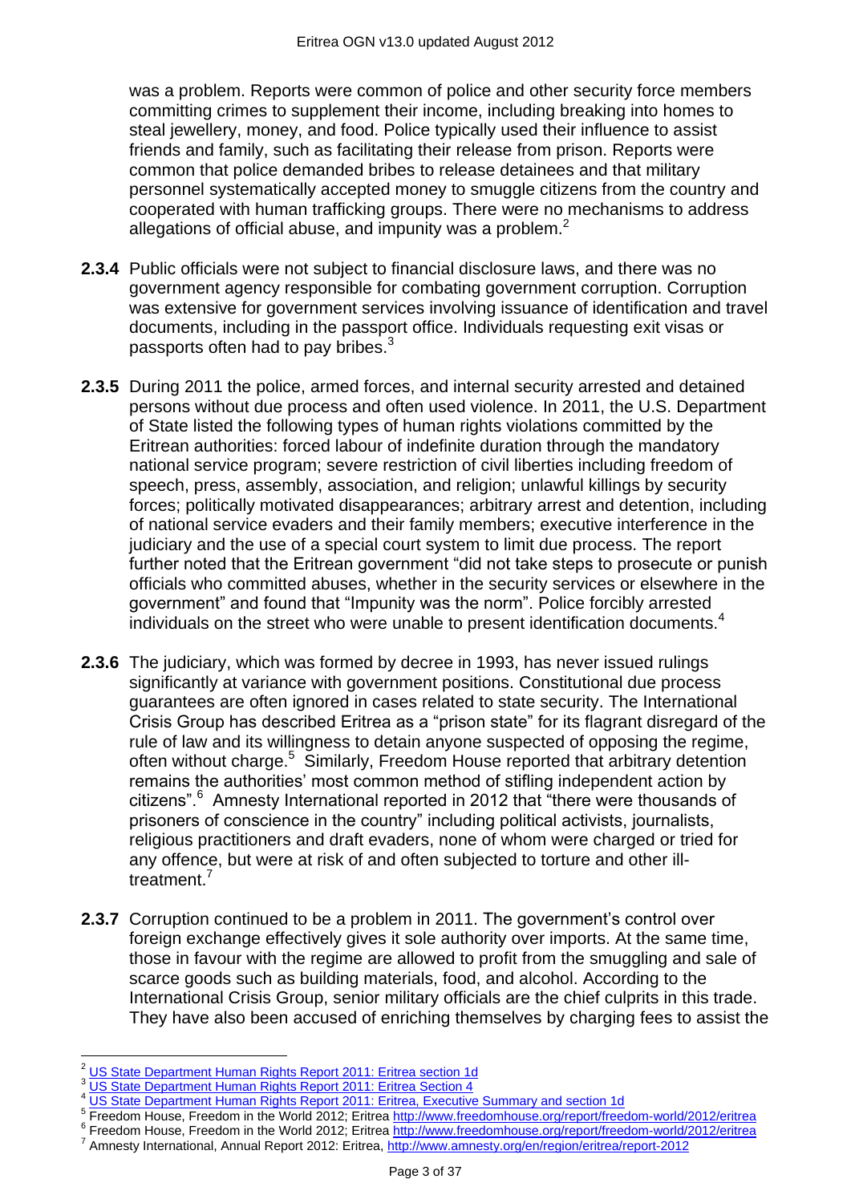was a problem. Reports were common of police and other security force members committing crimes to supplement their income, including breaking into homes to steal jewellery, money, and food. Police typically used their influence to assist friends and family, such as facilitating their release from prison. Reports were common that police demanded bribes to release detainees and that military personnel systematically accepted money to smuggle citizens from the country and cooperated with human trafficking groups. There were no mechanisms to address allegations of official abuse, and impunity was a problem.[2]

**2.3.4** Public officials were not subject to financial disclosure laws, and there was no government agency responsible for combating government corruption. Corruption was extensive for government services involving issuance of identification and travel documents, including in the passport office. Individuals requesting exit visas or passports often had to pay bribes.[3]

**2.3.5** During 2011 the police, armed forces, and internal security arrested and detained persons without due process and often used violence. In 2011, the U.S. Department of State listed the following types of human rights violations committed by the Eritrean authorities: forced labour of indefinite duration through the mandatory national service program; severe restriction of civil liberties including freedom of speech, press, assembly, association, and religion; unlawful killings by security forces; politically motivated disappearances; arbitrary arrest and detention, including of national service evaders and their family members; executive interference in the judiciary and the use of a special court system to limit due process. The report further noted that the Eritrean government "did not take steps to prosecute or punish officials who committed abuses, whether in the security services or elsewhere in the government" and found that "Impunity was the norm". Police forcibly arrested individuals on the street who were unable to present identification documents.[4]

**2.3.6** The judiciary, which was formed by decree in 1993, has never issued rulings significantly at variance with government positions. Constitutional due process guarantees are often ignored in cases related to state security. The International Crisis Group has described Eritrea as a "prison state" for its flagrant disregard of the rule of law and its willingness to detain anyone suspected of opposing the regime, often without charge.[5] Similarly, Freedom House reported that arbitrary detention remains the authorities' most common method of stifling independent action by citizens".[6] Amnesty International reported in 2012 that "there were thousands of prisoners of conscience in the country" including political activists, journalists, religious practitioners and draft evaders, none of whom were charged or tried for any offence, but were at risk of and often subjected to torture and other ill-treatment.[7]

**2.3.7** Corruption continued to be a problem in 2011. The government's control over foreign exchange effectively gives it sole authority over imports. At the same time, those in favour with the regime are allowed to profit from the smuggling and sale of scarce goods such as building materials, food, and alcohol. According to the International Crisis Group, senior military officials are the chief culprits in this trade. They have also been accused of enriching themselves by charging fees to assist the

---

[2] US State Department Human Rights Report 2011: Eritrea section 1d

[3] US State Department Human Rights Report 2011: Eritrea Section 4

[4] US State Department Human Rights Report 2011: Eritrea, Executive Summary and section 1d

[5] Freedom House, Freedom in the World 2012; Eritrea http://www.freedomhouse.org/report/freedom-world/2012/eritrea

[6] Freedom House, Freedom in the World 2012; Eritrea http://www.freedomhouse.org/report/freedom-world/2012/eritrea

[7] Amnesty International, Annual Report 2012: Eritrea, http://www.amnesty.org/en/region/eritrea/report-2012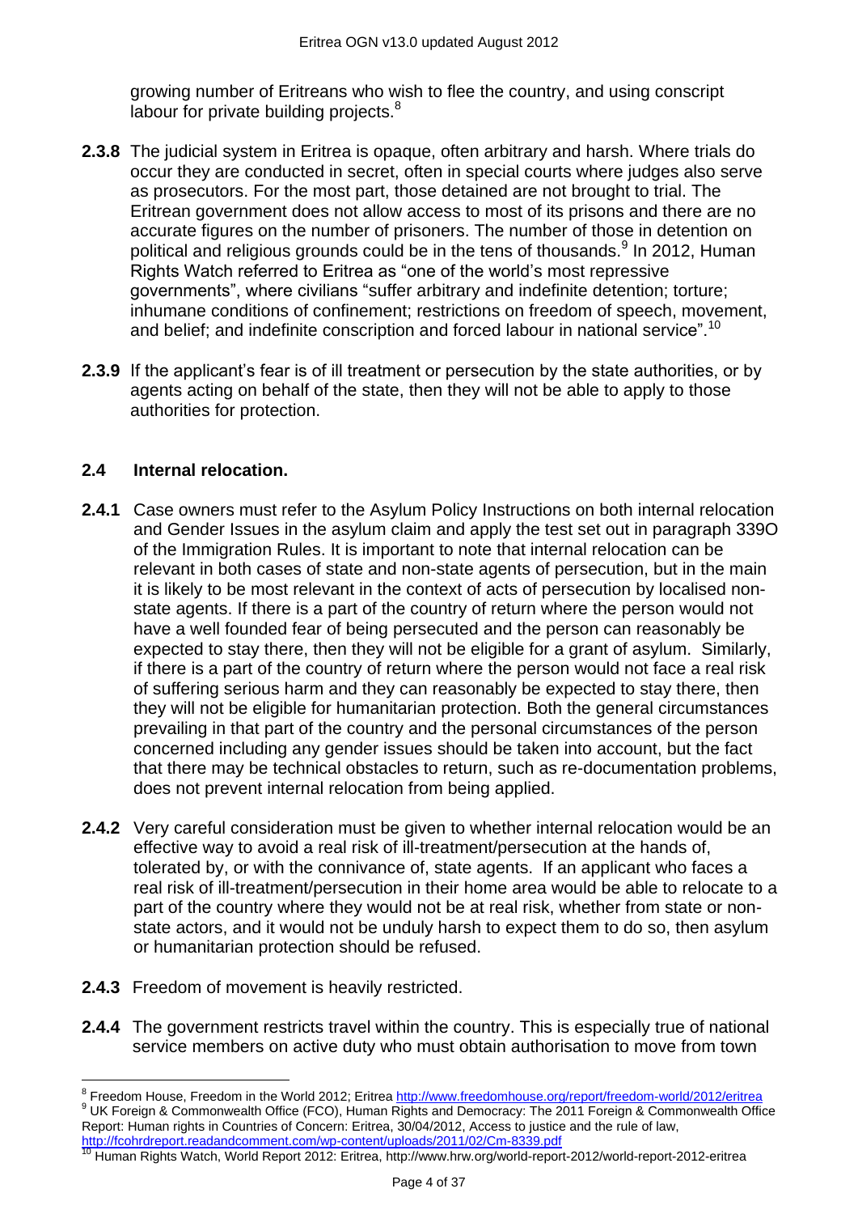growing number of Eritreans who wish to flee the country, and using conscript labour for private building projects.[8]

**2.3.8** The judicial system in Eritrea is opaque, often arbitrary and harsh. Where trials do occur they are conducted in secret, often in special courts where judges also serve as prosecutors. For the most part, those detained are not brought to trial. The Eritrean government does not allow access to most of its prisons and there are no accurate figures on the number of prisoners. The number of those in detention on political and religious grounds could be in the tens of thousands.[9] In 2012, Human Rights Watch referred to Eritrea as "one of the world's most repressive governments", where civilians "suffer arbitrary and indefinite detention; torture; inhumane conditions of confinement; restrictions on freedom of speech, movement, and belief; and indefinite conscription and forced labour in national service".[10]

**2.3.9** If the applicant's fear is of ill treatment or persecution by the state authorities, or by agents acting on behalf of the state, then they will not be able to apply to those authorities for protection.

## 2.4 Internal relocation.

**2.4.1** Case owners must refer to the Asylum Policy Instructions on both internal relocation and Gender Issues in the asylum claim and apply the test set out in paragraph 339O of the Immigration Rules. It is important to note that internal relocation can be relevant in both cases of state and non-state agents of persecution, but in the main it is likely to be most relevant in the context of acts of persecution by localised non-state agents. If there is a part of the country of return where the person would not have a well founded fear of being persecuted and the person can reasonably be expected to stay there, then they will not be eligible for a grant of asylum. Similarly, if there is a part of the country of return where the person would not face a real risk of suffering serious harm and they can reasonably be expected to stay there, then they will not be eligible for humanitarian protection. Both the general circumstances prevailing in that part of the country and the personal circumstances of the person concerned including any gender issues should be taken into account, but the fact that there may be technical obstacles to return, such as re-documentation problems, does not prevent internal relocation from being applied.

**2.4.2** Very careful consideration must be given to whether internal relocation would be an effective way to avoid a real risk of ill-treatment/persecution at the hands of, tolerated by, or with the connivance of, state agents. If an applicant who faces a real risk of ill-treatment/persecution in their home area would be able to relocate to a part of the country where they would not be at real risk, whether from state or non-state actors, and it would not be unduly harsh to expect them to do so, then asylum or humanitarian protection should be refused.

**2.4.3** Freedom of movement is heavily restricted.

**2.4.4** The government restricts travel within the country. This is especially true of national service members on active duty who must obtain authorisation to move from town

---

[8] Freedom House, Freedom in the World 2012; Eritrea http://www.freedomhouse.org/report/freedom-world/2012/eritrea

[9] UK Foreign & Commonwealth Office (FCO), Human Rights and Democracy: The 2011 Foreign & Commonwealth Office Report: Human rights in Countries of Concern: Eritrea, 30/04/2012, Access to justice and the rule of law, http://fcohrdreport.readandcomment.com/wp-content/uploads/2011/02/Cm-8339.pdf

[10] Human Rights Watch, World Report 2012: Eritrea, http://www.hrw.org/world-report-2012/world-report-2012-eritrea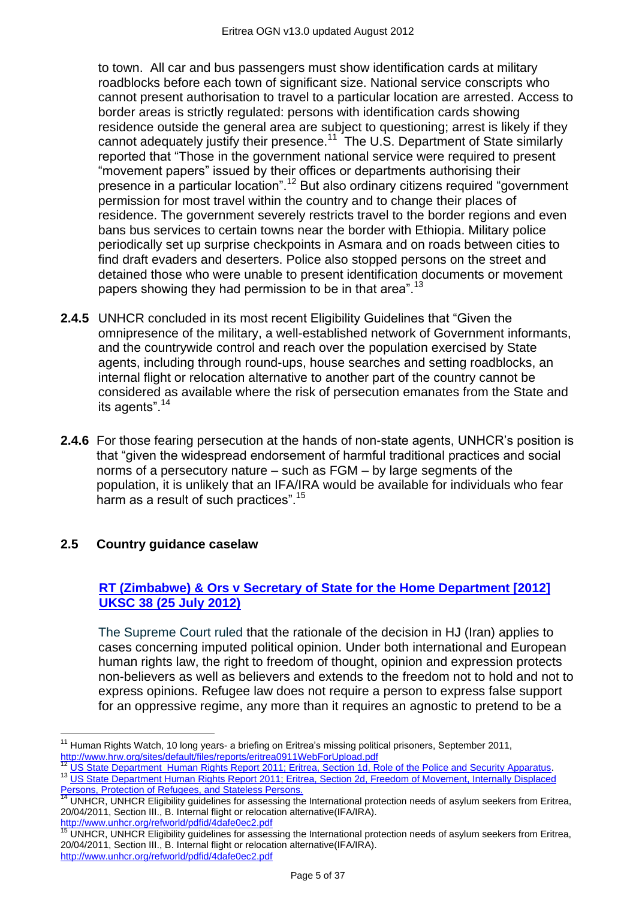to town. All car and bus passengers must show identification cards at military roadblocks before each town of significant size. National service conscripts who cannot present authorisation to travel to a particular location are arrested. Access to border areas is strictly regulated: persons with identification cards showing residence outside the general area are subject to questioning; arrest is likely if they cannot adequately justify their presence.[11] The U.S. Department of State similarly reported that "Those in the government national service were required to present "movement papers" issued by their offices or departments authorising their presence in a particular location".[12] But also ordinary citizens required "government permission for most travel within the country and to change their places of residence. The government severely restricts travel to the border regions and even bans bus services to certain towns near the border with Ethiopia. Military police periodically set up surprise checkpoints in Asmara and on roads between cities to find draft evaders and deserters. Police also stopped persons on the street and detained those who were unable to present identification documents or movement papers showing they had permission to be in that area".[13]

**2.4.5** UNHCR concluded in its most recent Eligibility Guidelines that "Given the omnipresence of the military, a well-established network of Government informants, and the countrywide control and reach over the population exercised by State agents, including through round-ups, house searches and setting roadblocks, an internal flight or relocation alternative to another part of the country cannot be considered as available where the risk of persecution emanates from the State and its agents".[14]

**2.4.6** For those fearing persecution at the hands of non-state agents, UNHCR's position is that "given the widespread endorsement of harmful traditional practices and social norms of a persecutory nature – such as FGM – by large segments of the population, it is unlikely that an IFA/IRA would be available for individuals who fear harm as a result of such practices".[15]

## 2.5 Country guidance caselaw

**RT (Zimbabwe) & Ors v Secretary of State for the Home Department [2012] UKSC 38 (25 July 2012)**

The Supreme Court ruled that the rationale of the decision in HJ (Iran) applies to cases concerning imputed political opinion. Under both international and European human rights law, the right to freedom of thought, opinion and expression protects non-believers as well as believers and extends to the freedom not to hold and not to express opinions. Refugee law does not require a person to express false support for an oppressive regime, any more than it requires an agnostic to pretend to be a

---

[11] Human Rights Watch, 10 long years- a briefing on Eritrea's missing political prisoners, September 2011, http://www.hrw.org/sites/default/files/reports/eritrea0911WebForUpload.pdf

[12] US State Department Human Rights Report 2011; Eritrea, Section 1d, Role of the Police and Security Apparatus.

[13] US State Department Human Rights Report 2011; Eritrea, Section 2d, Freedom of Movement, Internally Displaced Persons, Protection of Refugees, and Stateless Persons.

[14] UNHCR, UNHCR Eligibility guidelines for assessing the International protection needs of asylum seekers from Eritrea, 20/04/2011, Section III., B. Internal flight or relocation alternative(IFA/IRA). http://www.unhcr.org/refworld/pdfid/4dafe0ec2.pdf

[15] UNHCR, UNHCR Eligibility guidelines for assessing the International protection needs of asylum seekers from Eritrea, 20/04/2011, Section III., B. Internal flight or relocation alternative(IFA/IRA). http://www.unhcr.org/refworld/pdfid/4dafe0ec2.pdf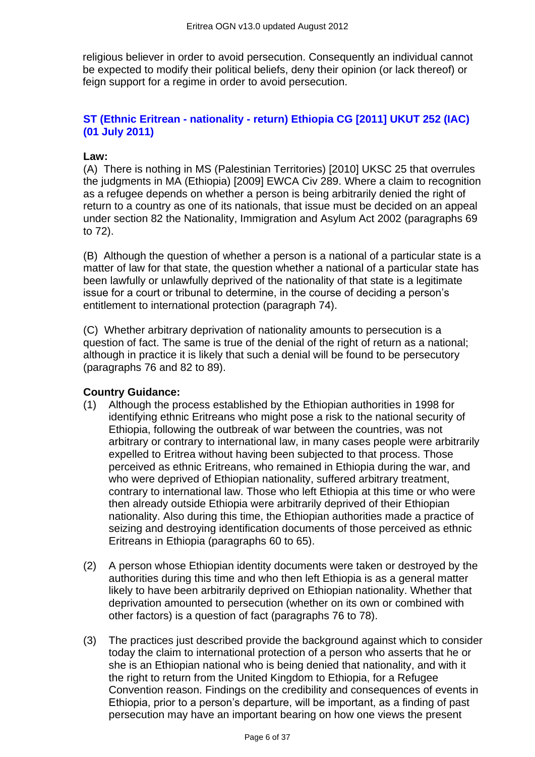religious believer in order to avoid persecution. Consequently an individual cannot be expected to modify their political beliefs, deny their opinion (or lack thereof) or feign support for a regime in order to avoid persecution.

### ST (Ethnic Eritrean - nationality - return) Ethiopia CG [2011] UKUT 252 (IAC) (01 July 2011)

**Law:**

(A) There is nothing in MS (Palestinian Territories) [2010] UKSC 25 that overrules the judgments in MA (Ethiopia) [2009] EWCA Civ 289. Where a claim to recognition as a refugee depends on whether a person is being arbitrarily denied the right of return to a country as one of its nationals, that issue must be decided on an appeal under section 82 the Nationality, Immigration and Asylum Act 2002 (paragraphs 69 to 72).

(B) Although the question of whether a person is a national of a particular state is a matter of law for that state, the question whether a national of a particular state has been lawfully or unlawfully deprived of the nationality of that state is a legitimate issue for a court or tribunal to determine, in the course of deciding a person's entitlement to international protection (paragraph 74).

(C) Whether arbitrary deprivation of nationality amounts to persecution is a question of fact. The same is true of the denial of the right of return as a national; although in practice it is likely that such a denial will be found to be persecutory (paragraphs 76 and 82 to 89).

**Country Guidance:**

(1) Although the process established by the Ethiopian authorities in 1998 for identifying ethnic Eritreans who might pose a risk to the national security of Ethiopia, following the outbreak of war between the countries, was not arbitrary or contrary to international law, in many cases people were arbitrarily expelled to Eritrea without having been subjected to that process. Those perceived as ethnic Eritreans, who remained in Ethiopia during the war, and who were deprived of Ethiopian nationality, suffered arbitrary treatment, contrary to international law. Those who left Ethiopia at this time or who were then already outside Ethiopia were arbitrarily deprived of their Ethiopian nationality. Also during this time, the Ethiopian authorities made a practice of seizing and destroying identification documents of those perceived as ethnic Eritreans in Ethiopia (paragraphs 60 to 65).

(2) A person whose Ethiopian identity documents were taken or destroyed by the authorities during this time and who then left Ethiopia is as a general matter likely to have been arbitrarily deprived on Ethiopian nationality. Whether that deprivation amounted to persecution (whether on its own or combined with other factors) is a question of fact (paragraphs 76 to 78).

(3) The practices just described provide the background against which to consider today the claim to international protection of a person who asserts that he or she is an Ethiopian national who is being denied that nationality, and with it the right to return from the United Kingdom to Ethiopia, for a Refugee Convention reason. Findings on the credibility and consequences of events in Ethiopia, prior to a person's departure, will be important, as a finding of past persecution may have an important bearing on how one views the present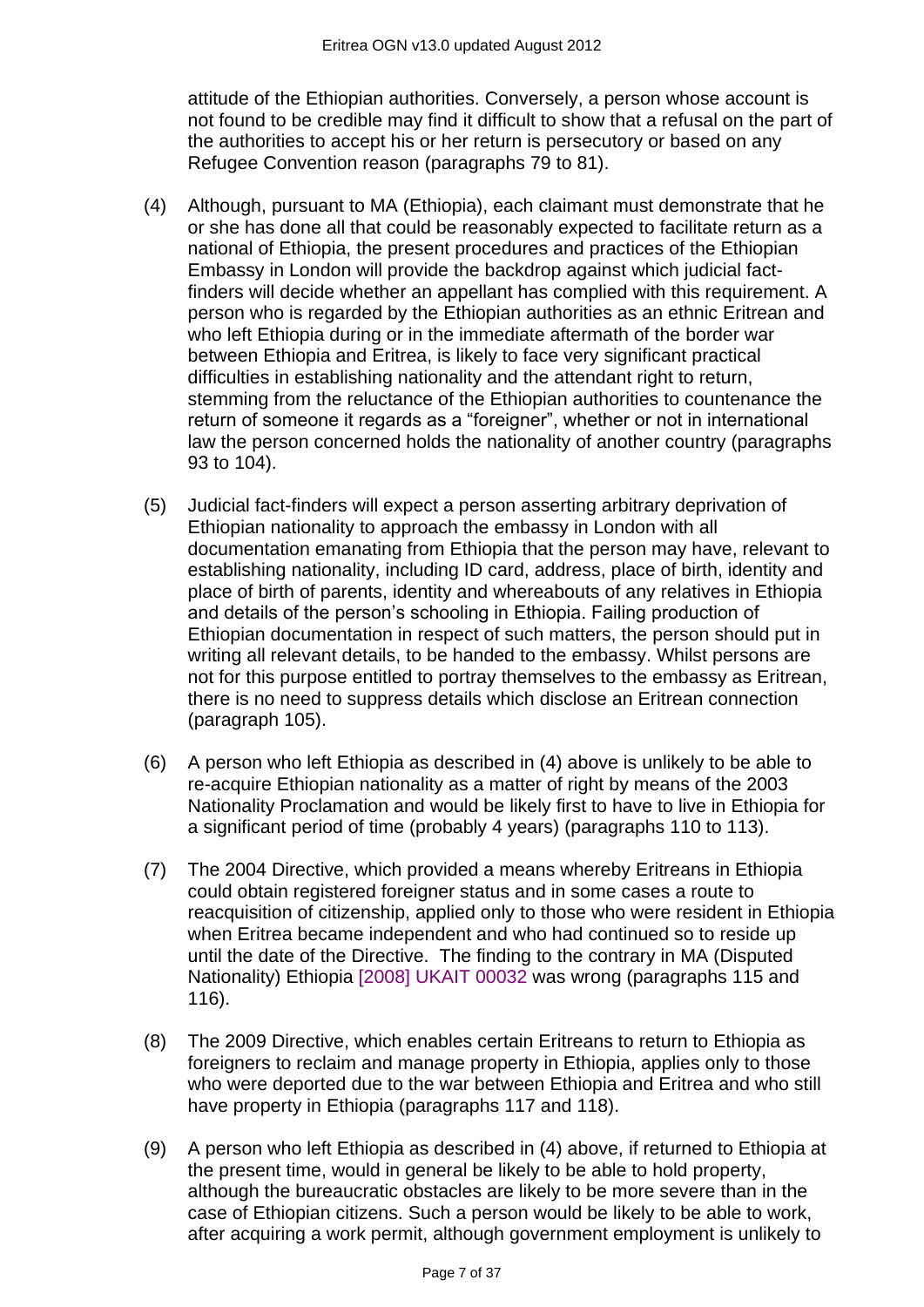attitude of the Ethiopian authorities. Conversely, a person whose account is not found to be credible may find it difficult to show that a refusal on the part of the authorities to accept his or her return is persecutory or based on any Refugee Convention reason (paragraphs 79 to 81).

(4) Although, pursuant to MA (Ethiopia), each claimant must demonstrate that he or she has done all that could be reasonably expected to facilitate return as a national of Ethiopia, the present procedures and practices of the Ethiopian Embassy in London will provide the backdrop against which judicial fact-finders will decide whether an appellant has complied with this requirement. A person who is regarded by the Ethiopian authorities as an ethnic Eritrean and who left Ethiopia during or in the immediate aftermath of the border war between Ethiopia and Eritrea, is likely to face very significant practical difficulties in establishing nationality and the attendant right to return, stemming from the reluctance of the Ethiopian authorities to countenance the return of someone it regards as a "foreigner", whether or not in international law the person concerned holds the nationality of another country (paragraphs 93 to 104).

(5) Judicial fact-finders will expect a person asserting arbitrary deprivation of Ethiopian nationality to approach the embassy in London with all documentation emanating from Ethiopia that the person may have, relevant to establishing nationality, including ID card, address, place of birth, identity and place of birth of parents, identity and whereabouts of any relatives in Ethiopia and details of the person's schooling in Ethiopia. Failing production of Ethiopian documentation in respect of such matters, the person should put in writing all relevant details, to be handed to the embassy. Whilst persons are not for this purpose entitled to portray themselves to the embassy as Eritrean, there is no need to suppress details which disclose an Eritrean connection (paragraph 105).

(6) A person who left Ethiopia as described in (4) above is unlikely to be able to re-acquire Ethiopian nationality as a matter of right by means of the 2003 Nationality Proclamation and would be likely first to have to live in Ethiopia for a significant period of time (probably 4 years) (paragraphs 110 to 113).

(7) The 2004 Directive, which provided a means whereby Eritreans in Ethiopia could obtain registered foreigner status and in some cases a route to reacquisition of citizenship, applied only to those who were resident in Ethiopia when Eritrea became independent and who had continued so to reside up until the date of the Directive. The finding to the contrary in MA (Disputed Nationality) Ethiopia [2008] UKAIT 00032 was wrong (paragraphs 115 and 116).

(8) The 2009 Directive, which enables certain Eritreans to return to Ethiopia as foreigners to reclaim and manage property in Ethiopia, applies only to those who were deported due to the war between Ethiopia and Eritrea and who still have property in Ethiopia (paragraphs 117 and 118).

(9) A person who left Ethiopia as described in (4) above, if returned to Ethiopia at the present time, would in general be likely to be able to hold property, although the bureaucratic obstacles are likely to be more severe than in the case of Ethiopian citizens. Such a person would be likely to be able to work, after acquiring a work permit, although government employment is unlikely to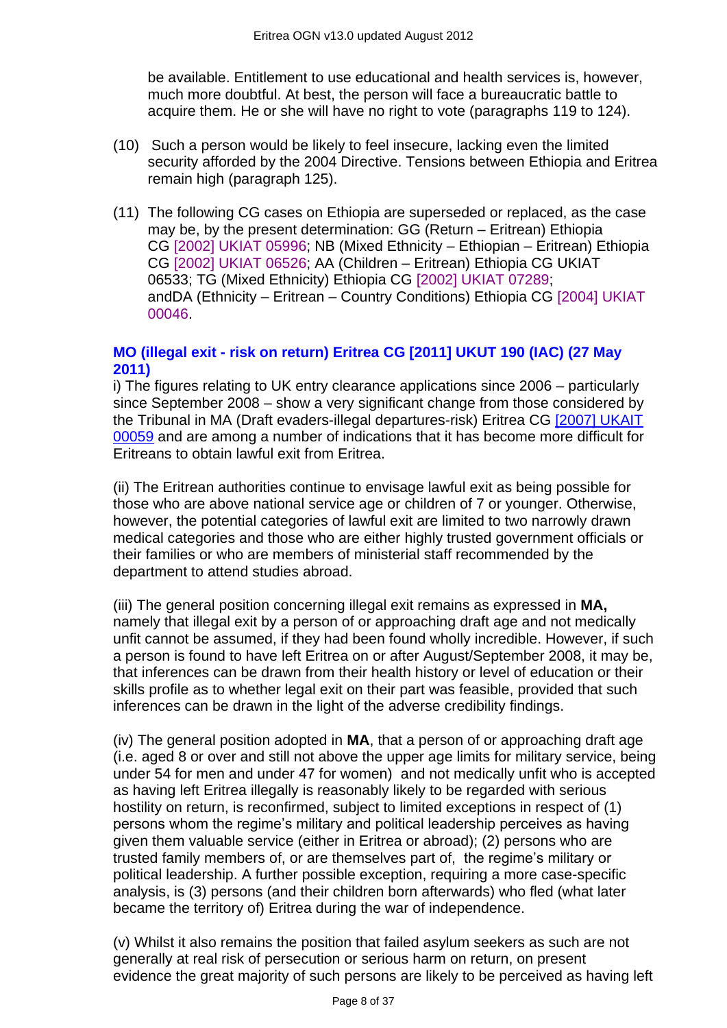be available. Entitlement to use educational and health services is, however, much more doubtful. At best, the person will face a bureaucratic battle to acquire them. He or she will have no right to vote (paragraphs 119 to 124).

(10) Such a person would be likely to feel insecure, lacking even the limited security afforded by the 2004 Directive. Tensions between Ethiopia and Eritrea remain high (paragraph 125).

(11) The following CG cases on Ethiopia are superseded or replaced, as the case may be, by the present determination: GG (Return – Eritrean) Ethiopia CG [2002] UKIAT 05996; NB (Mixed Ethnicity – Ethiopian – Eritrean) Ethiopia CG [2002] UKIAT 06526; AA (Children – Eritrean) Ethiopia CG UKIAT 06533; TG (Mixed Ethnicity) Ethiopia CG [2002] UKIAT 07289; andDA (Ethnicity – Eritrean – Country Conditions) Ethiopia CG [2004] UKIAT 00046.

**MO (illegal exit - risk on return) Eritrea CG [2011] UKUT 190 (IAC) (27 May 2011)**

i) The figures relating to UK entry clearance applications since 2006 – particularly since September 2008 – show a very significant change from those considered by the Tribunal in MA (Draft evaders-illegal departures-risk) Eritrea CG [2007] UKAIT 00059 and are among a number of indications that it has become more difficult for Eritreans to obtain lawful exit from Eritrea.

(ii) The Eritrean authorities continue to envisage lawful exit as being possible for those who are above national service age or children of 7 or younger. Otherwise, however, the potential categories of lawful exit are limited to two narrowly drawn medical categories and those who are either highly trusted government officials or their families or who are members of ministerial staff recommended by the department to attend studies abroad.

(iii) The general position concerning illegal exit remains as expressed in **MA,** namely that illegal exit by a person of or approaching draft age and not medically unfit cannot be assumed, if they had been found wholly incredible. However, if such a person is found to have left Eritrea on or after August/September 2008, it may be, that inferences can be drawn from their health history or level of education or their skills profile as to whether legal exit on their part was feasible, provided that such inferences can be drawn in the light of the adverse credibility findings.

(iv) The general position adopted in **MA**, that a person of or approaching draft age (i.e. aged 8 or over and still not above the upper age limits for military service, being under 54 for men and under 47 for women) and not medically unfit who is accepted as having left Eritrea illegally is reasonably likely to be regarded with serious hostility on return, is reconfirmed, subject to limited exceptions in respect of (1) persons whom the regime's military and political leadership perceives as having given them valuable service (either in Eritrea or abroad); (2) persons who are trusted family members of, or are themselves part of, the regime's military or political leadership. A further possible exception, requiring a more case-specific analysis, is (3) persons (and their children born afterwards) who fled (what later became the territory of) Eritrea during the war of independence.

(v) Whilst it also remains the position that failed asylum seekers as such are not generally at real risk of persecution or serious harm on return, on present evidence the great majority of such persons are likely to be perceived as having left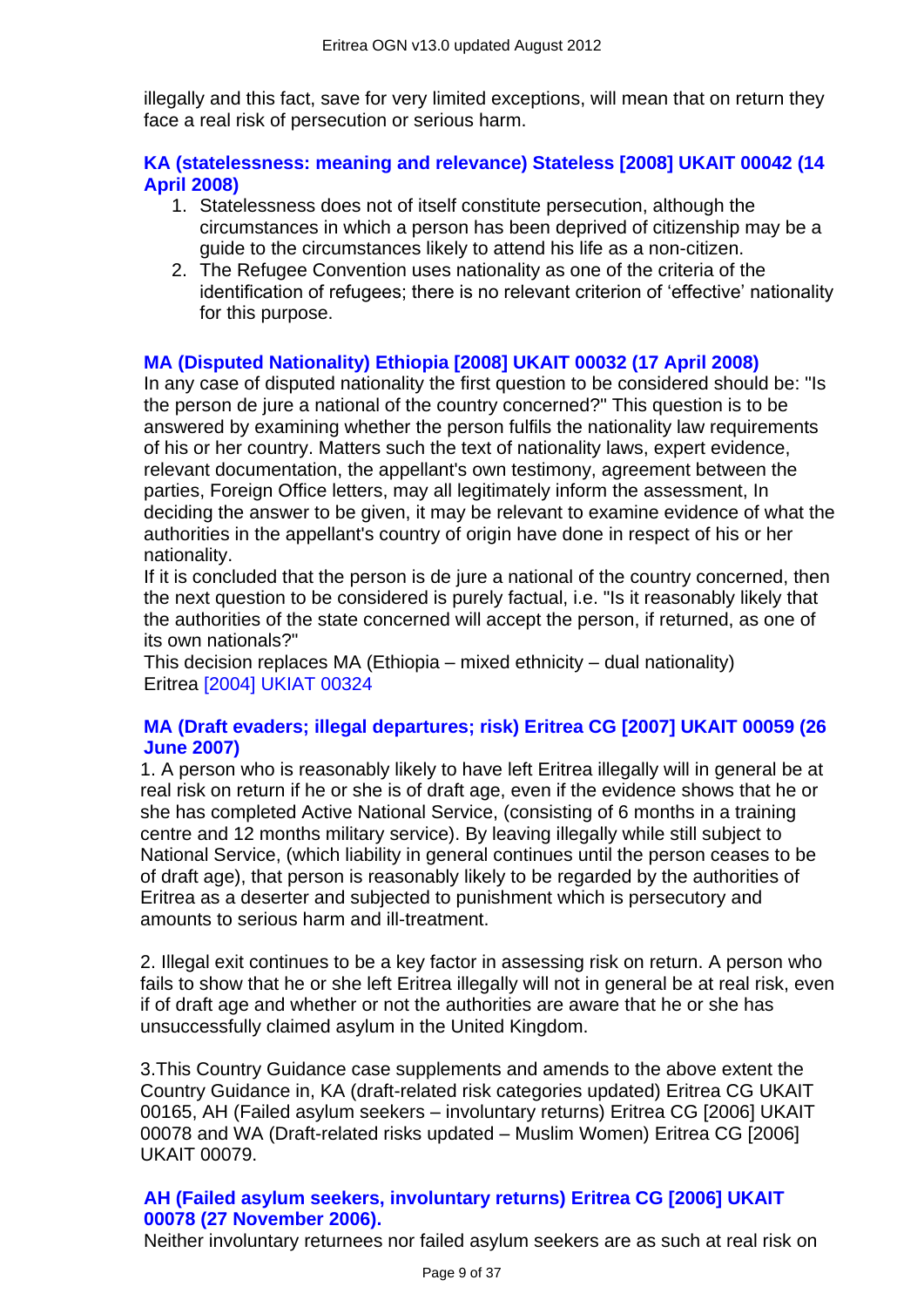illegally and this fact, save for very limited exceptions, will mean that on return they face a real risk of persecution or serious harm.

**KA (statelessness: meaning and relevance) Stateless [2008] UKAIT 00042 (14 April 2008)**

1. Statelessness does not of itself constitute persecution, although the circumstances in which a person has been deprived of citizenship may be a guide to the circumstances likely to attend his life as a non-citizen.
2. The Refugee Convention uses nationality as one of the criteria of the identification of refugees; there is no relevant criterion of 'effective' nationality for this purpose.

**MA (Disputed Nationality) Ethiopia [2008] UKAIT 00032 (17 April 2008)**

In any case of disputed nationality the first question to be considered should be: "Is the person de jure a national of the country concerned?" This question is to be answered by examining whether the person fulfils the nationality law requirements of his or her country. Matters such the text of nationality laws, expert evidence, relevant documentation, the appellant's own testimony, agreement between the parties, Foreign Office letters, may all legitimately inform the assessment, In deciding the answer to be given, it may be relevant to examine evidence of what the authorities in the appellant's country of origin have done in respect of his or her nationality.

If it is concluded that the person is de jure a national of the country concerned, then the next question to be considered is purely factual, i.e. "Is it reasonably likely that the authorities of the state concerned will accept the person, if returned, as one of its own nationals?"

This decision replaces MA (Ethiopia – mixed ethnicity – dual nationality) Eritrea [2004] UKIAT 00324

**MA (Draft evaders; illegal departures; risk) Eritrea CG [2007] UKAIT 00059 (26 June 2007)**

1. A person who is reasonably likely to have left Eritrea illegally will in general be at real risk on return if he or she is of draft age, even if the evidence shows that he or she has completed Active National Service, (consisting of 6 months in a training centre and 12 months military service). By leaving illegally while still subject to National Service, (which liability in general continues until the person ceases to be of draft age), that person is reasonably likely to be regarded by the authorities of Eritrea as a deserter and subjected to punishment which is persecutory and amounts to serious harm and ill-treatment.

2. Illegal exit continues to be a key factor in assessing risk on return. A person who fails to show that he or she left Eritrea illegally will not in general be at real risk, even if of draft age and whether or not the authorities are aware that he or she has unsuccessfully claimed asylum in the United Kingdom.

3.This Country Guidance case supplements and amends to the above extent the Country Guidance in, KA (draft-related risk categories updated) Eritrea CG UKAIT 00165, AH (Failed asylum seekers – involuntary returns) Eritrea CG [2006] UKAIT 00078 and WA (Draft-related risks updated – Muslim Women) Eritrea CG [2006] UKAIT 00079.

**AH (Failed asylum seekers, involuntary returns) Eritrea CG [2006] UKAIT 00078 (27 November 2006).**

Neither involuntary returnees nor failed asylum seekers are as such at real risk on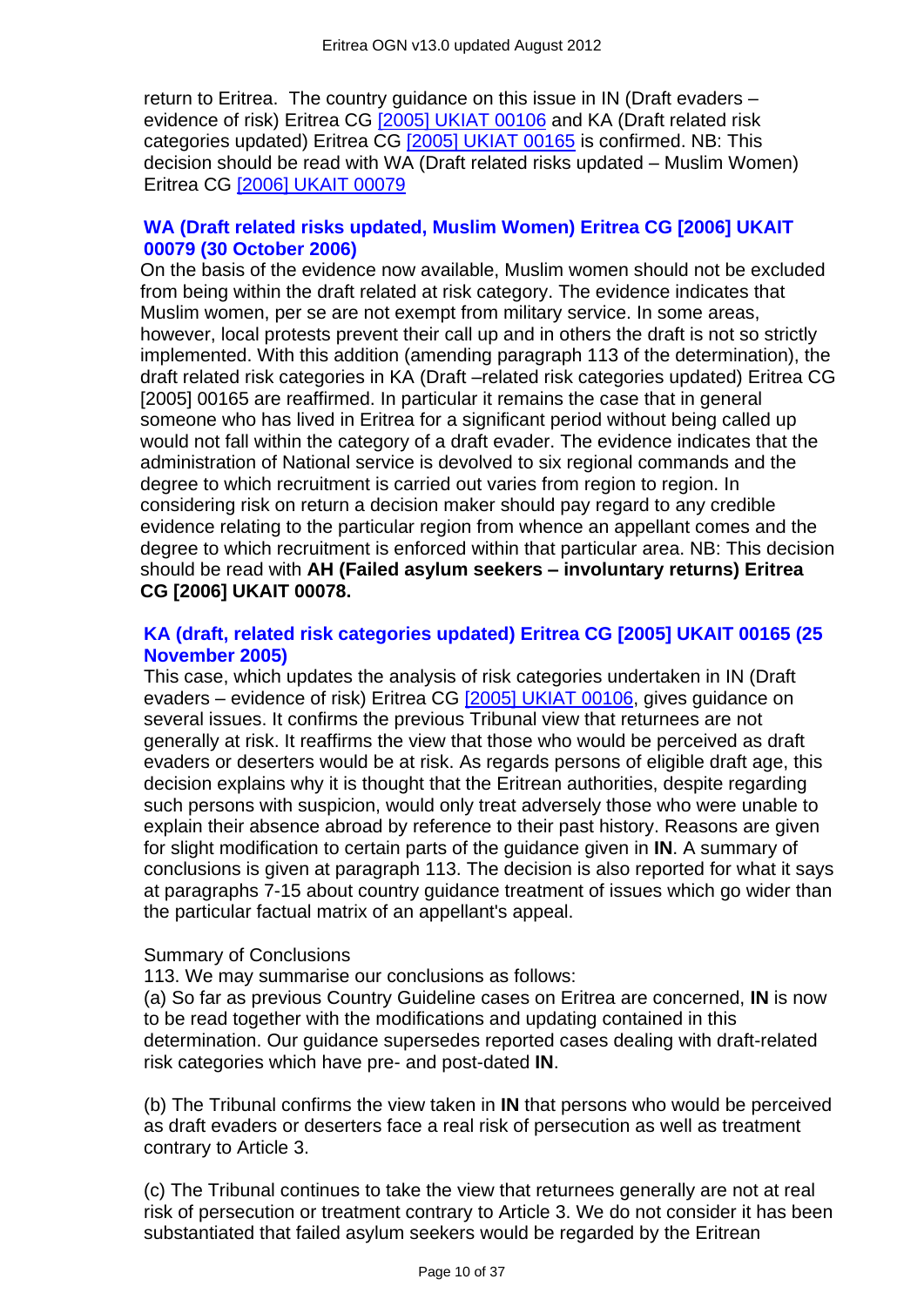return to Eritrea. The country guidance on this issue in IN (Draft evaders – evidence of risk) Eritrea CG [2005] UKIAT 00106 and KA (Draft related risk categories updated) Eritrea CG [2005] UKIAT 00165 is confirmed. NB: This decision should be read with WA (Draft related risks updated – Muslim Women) Eritrea CG [2006] UKAIT 00079

### WA (Draft related risks updated, Muslim Women) Eritrea CG [2006] UKAIT 00079 (30 October 2006)

On the basis of the evidence now available, Muslim women should not be excluded from being within the draft related at risk category. The evidence indicates that Muslim women, per se are not exempt from military service. In some areas, however, local protests prevent their call up and in others the draft is not so strictly implemented. With this addition (amending paragraph 113 of the determination), the draft related risk categories in KA (Draft –related risk categories updated) Eritrea CG [2005] 00165 are reaffirmed. In particular it remains the case that in general someone who has lived in Eritrea for a significant period without being called up would not fall within the category of a draft evader. The evidence indicates that the administration of National service is devolved to six regional commands and the degree to which recruitment is carried out varies from region to region. In considering risk on return a decision maker should pay regard to any credible evidence relating to the particular region from whence an appellant comes and the degree to which recruitment is enforced within that particular area. NB: This decision should be read with **AH (Failed asylum seekers – involuntary returns) Eritrea CG [2006] UKAIT 00078.**

### KA (draft, related risk categories updated) Eritrea CG [2005] UKAIT 00165 (25 November 2005)

This case, which updates the analysis of risk categories undertaken in IN (Draft evaders – evidence of risk) Eritrea CG [2005] UKIAT 00106, gives guidance on several issues. It confirms the previous Tribunal view that returnees are not generally at risk. It reaffirms the view that those who would be perceived as draft evaders or deserters would be at risk. As regards persons of eligible draft age, this decision explains why it is thought that the Eritrean authorities, despite regarding such persons with suspicion, would only treat adversely those who were unable to explain their absence abroad by reference to their past history. Reasons are given for slight modification to certain parts of the guidance given in **IN**. A summary of conclusions is given at paragraph 113. The decision is also reported for what it says at paragraphs 7-15 about country guidance treatment of issues which go wider than the particular factual matrix of an appellant's appeal.

Summary of Conclusions

113. We may summarise our conclusions as follows:

(a) So far as previous Country Guideline cases on Eritrea are concerned, **IN** is now to be read together with the modifications and updating contained in this determination. Our guidance supersedes reported cases dealing with draft-related risk categories which have pre- and post-dated **IN**.

(b) The Tribunal confirms the view taken in **IN** that persons who would be perceived as draft evaders or deserters face a real risk of persecution as well as treatment contrary to Article 3.

(c) The Tribunal continues to take the view that returnees generally are not at real risk of persecution or treatment contrary to Article 3. We do not consider it has been substantiated that failed asylum seekers would be regarded by the Eritrean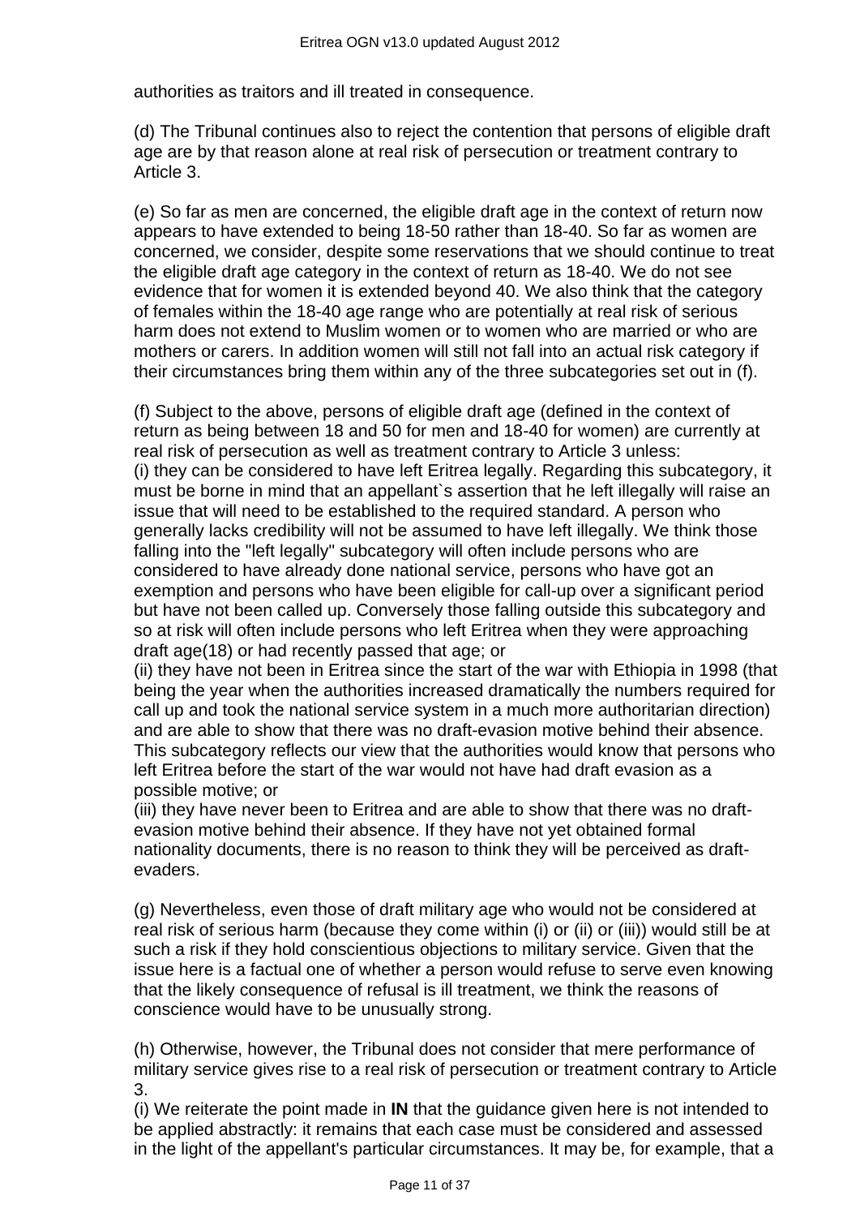authorities as traitors and ill treated in consequence.

(d) The Tribunal continues also to reject the contention that persons of eligible draft age are by that reason alone at real risk of persecution or treatment contrary to Article 3.

(e) So far as men are concerned, the eligible draft age in the context of return now appears to have extended to being 18-50 rather than 18-40. So far as women are concerned, we consider, despite some reservations that we should continue to treat the eligible draft age category in the context of return as 18-40. We do not see evidence that for women it is extended beyond 40. We also think that the category of females within the 18-40 age range who are potentially at real risk of serious harm does not extend to Muslim women or to women who are married or who are mothers or carers. In addition women will still not fall into an actual risk category if their circumstances bring them within any of the three subcategories set out in (f).

(f) Subject to the above, persons of eligible draft age (defined in the context of return as being between 18 and 50 for men and 18-40 for women) are currently at real risk of persecution as well as treatment contrary to Article 3 unless:
(i) they can be considered to have left Eritrea legally. Regarding this subcategory, it must be borne in mind that an appellant`s assertion that he left illegally will raise an issue that will need to be established to the required standard. A person who generally lacks credibility will not be assumed to have left illegally. We think those falling into the "left legally" subcategory will often include persons who are considered to have already done national service, persons who have got an exemption and persons who have been eligible for call-up over a significant period but have not been called up. Conversely those falling outside this subcategory and so at risk will often include persons who left Eritrea when they were approaching draft age(18) or had recently passed that age; or
(ii) they have not been in Eritrea since the start of the war with Ethiopia in 1998 (that being the year when the authorities increased dramatically the numbers required for call up and took the national service system in a much more authoritarian direction) and are able to show that there was no draft-evasion motive behind their absence. This subcategory reflects our view that the authorities would know that persons who left Eritrea before the start of the war would not have had draft evasion as a possible motive; or
(iii) they have never been to Eritrea and are able to show that there was no draft-evasion motive behind their absence. If they have not yet obtained formal nationality documents, there is no reason to think they will be perceived as draft-evaders.

(g) Nevertheless, even those of draft military age who would not be considered at real risk of serious harm (because they come within (i) or (ii) or (iii)) would still be at such a risk if they hold conscientious objections to military service. Given that the issue here is a factual one of whether a person would refuse to serve even knowing that the likely consequence of refusal is ill treatment, we think the reasons of conscience would have to be unusually strong.

(h) Otherwise, however, the Tribunal does not consider that mere performance of military service gives rise to a real risk of persecution or treatment contrary to Article 3.
(i) We reiterate the point made in **IN** that the guidance given here is not intended to be applied abstractly: it remains that each case must be considered and assessed in the light of the appellant's particular circumstances. It may be, for example, that a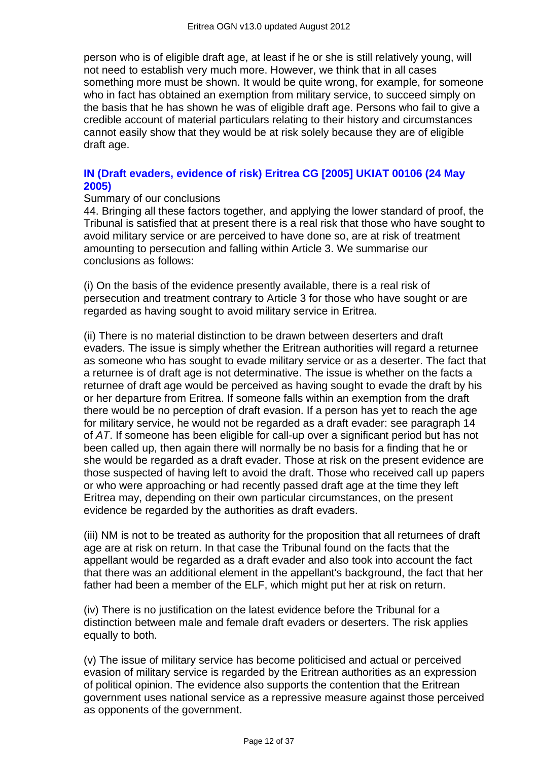person who is of eligible draft age, at least if he or she is still relatively young, will not need to establish very much more. However, we think that in all cases something more must be shown. It would be quite wrong, for example, for someone who in fact has obtained an exemption from military service, to succeed simply on the basis that he has shown he was of eligible draft age. Persons who fail to give a credible account of material particulars relating to their history and circumstances cannot easily show that they would be at risk solely because they are of eligible draft age.

**IN (Draft evaders, evidence of risk) Eritrea CG [2005] UKIAT 00106 (24 May 2005)**

Summary of our conclusions

44. Bringing all these factors together, and applying the lower standard of proof, the Tribunal is satisfied that at present there is a real risk that those who have sought to avoid military service or are perceived to have done so, are at risk of treatment amounting to persecution and falling within Article 3. We summarise our conclusions as follows:

(i) On the basis of the evidence presently available, there is a real risk of persecution and treatment contrary to Article 3 for those who have sought or are regarded as having sought to avoid military service in Eritrea.

(ii) There is no material distinction to be drawn between deserters and draft evaders. The issue is simply whether the Eritrean authorities will regard a returnee as someone who has sought to evade military service or as a deserter. The fact that a returnee is of draft age is not determinative. The issue is whether on the facts a returnee of draft age would be perceived as having sought to evade the draft by his or her departure from Eritrea. If someone falls within an exemption from the draft there would be no perception of draft evasion. If a person has yet to reach the age for military service, he would not be regarded as a draft evader: see paragraph 14 of *AT*. If someone has been eligible for call-up over a significant period but has not been called up, then again there will normally be no basis for a finding that he or she would be regarded as a draft evader. Those at risk on the present evidence are those suspected of having left to avoid the draft. Those who received call up papers or who were approaching or had recently passed draft age at the time they left Eritrea may, depending on their own particular circumstances, on the present evidence be regarded by the authorities as draft evaders.

(iii) NM is not to be treated as authority for the proposition that all returnees of draft age are at risk on return. In that case the Tribunal found on the facts that the appellant would be regarded as a draft evader and also took into account the fact that there was an additional element in the appellant's background, the fact that her father had been a member of the ELF, which might put her at risk on return.

(iv) There is no justification on the latest evidence before the Tribunal for a distinction between male and female draft evaders or deserters. The risk applies equally to both.

(v) The issue of military service has become politicised and actual or perceived evasion of military service is regarded by the Eritrean authorities as an expression of political opinion. The evidence also supports the contention that the Eritrean government uses national service as a repressive measure against those perceived as opponents of the government.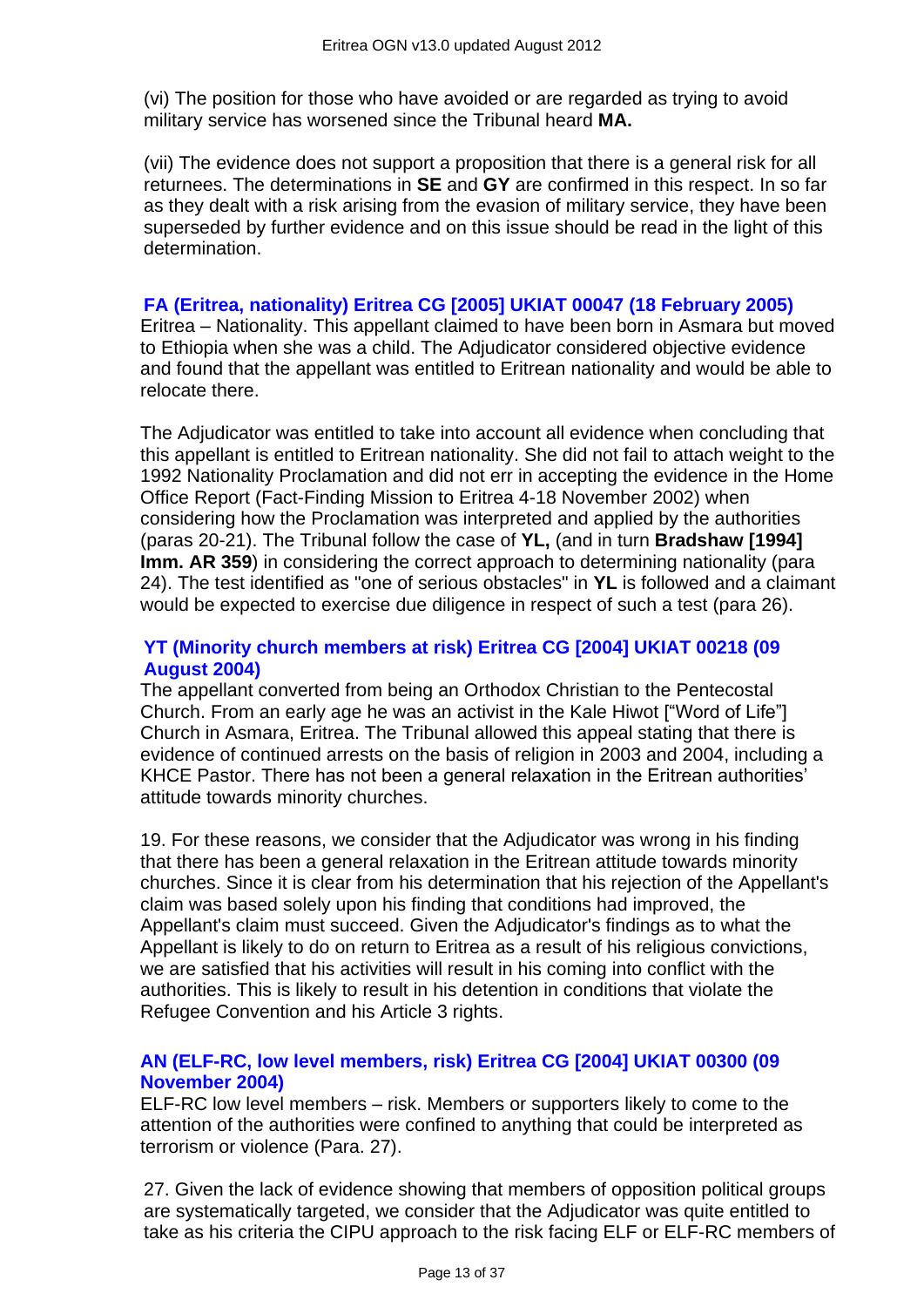(vi) The position for those who have avoided or are regarded as trying to avoid military service has worsened since the Tribunal heard **MA.**

(vii) The evidence does not support a proposition that there is a general risk for all returnees. The determinations in **SE** and **GY** are confirmed in this respect. In so far as they dealt with a risk arising from the evasion of military service, they have been superseded by further evidence and on this issue should be read in the light of this determination.

### FA (Eritrea, nationality) Eritrea CG [2005] UKIAT 00047 (18 February 2005)

Eritrea – Nationality. This appellant claimed to have been born in Asmara but moved to Ethiopia when she was a child. The Adjudicator considered objective evidence and found that the appellant was entitled to Eritrean nationality and would be able to relocate there.

The Adjudicator was entitled to take into account all evidence when concluding that this appellant is entitled to Eritrean nationality. She did not fail to attach weight to the 1992 Nationality Proclamation and did not err in accepting the evidence in the Home Office Report (Fact-Finding Mission to Eritrea 4-18 November 2002) when considering how the Proclamation was interpreted and applied by the authorities (paras 20-21). The Tribunal follow the case of **YL,** (and in turn **Bradshaw [1994] Imm. AR 359**) in considering the correct approach to determining nationality (para 24). The test identified as "one of serious obstacles" in **YL** is followed and a claimant would be expected to exercise due diligence in respect of such a test (para 26).

### YT (Minority church members at risk) Eritrea CG [2004] UKIAT 00218 (09 August 2004)

The appellant converted from being an Orthodox Christian to the Pentecostal Church. From an early age he was an activist in the Kale Hiwot ["Word of Life"] Church in Asmara, Eritrea. The Tribunal allowed this appeal stating that there is evidence of continued arrests on the basis of religion in 2003 and 2004, including a KHCE Pastor. There has not been a general relaxation in the Eritrean authorities' attitude towards minority churches.

19. For these reasons, we consider that the Adjudicator was wrong in his finding that there has been a general relaxation in the Eritrean attitude towards minority churches. Since it is clear from his determination that his rejection of the Appellant's claim was based solely upon his finding that conditions had improved, the Appellant's claim must succeed. Given the Adjudicator's findings as to what the Appellant is likely to do on return to Eritrea as a result of his religious convictions, we are satisfied that his activities will result in his coming into conflict with the authorities. This is likely to result in his detention in conditions that violate the Refugee Convention and his Article 3 rights.

### AN (ELF-RC, low level members, risk) Eritrea CG [2004] UKIAT 00300 (09 November 2004)

ELF-RC low level members – risk. Members or supporters likely to come to the attention of the authorities were confined to anything that could be interpreted as terrorism or violence (Para. 27).

27. Given the lack of evidence showing that members of opposition political groups are systematically targeted, we consider that the Adjudicator was quite entitled to take as his criteria the CIPU approach to the risk facing ELF or ELF-RC members of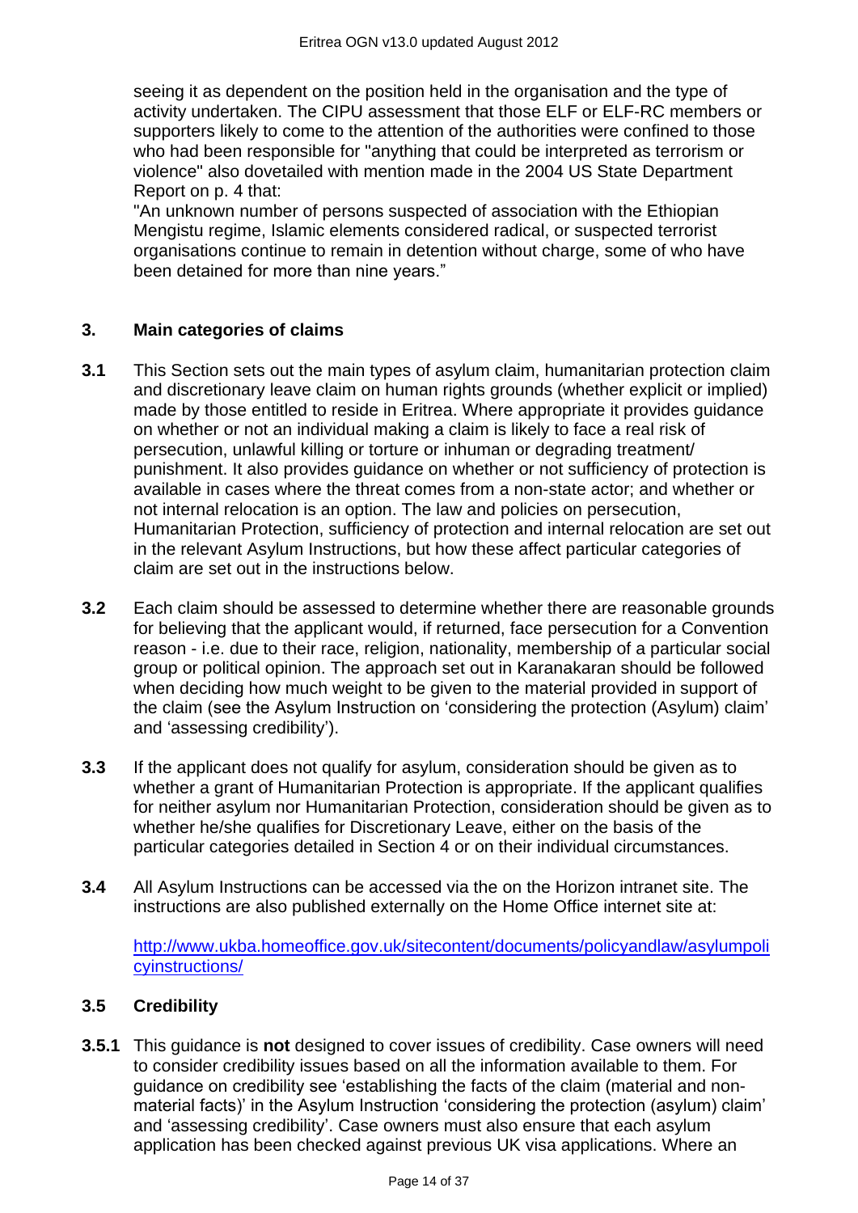seeing it as dependent on the position held in the organisation and the type of activity undertaken. The CIPU assessment that those ELF or ELF-RC members or supporters likely to come to the attention of the authorities were confined to those who had been responsible for "anything that could be interpreted as terrorism or violence" also dovetailed with mention made in the 2004 US State Department Report on p. 4 that:

"An unknown number of persons suspected of association with the Ethiopian Mengistu regime, Islamic elements considered radical, or suspected terrorist organisations continue to remain in detention without charge, some of who have been detained for more than nine years."

## 3. Main categories of claims

**3.1** This Section sets out the main types of asylum claim, humanitarian protection claim and discretionary leave claim on human rights grounds (whether explicit or implied) made by those entitled to reside in Eritrea. Where appropriate it provides guidance on whether or not an individual making a claim is likely to face a real risk of persecution, unlawful killing or torture or inhuman or degrading treatment/ punishment. It also provides guidance on whether or not sufficiency of protection is available in cases where the threat comes from a non-state actor; and whether or not internal relocation is an option. The law and policies on persecution, Humanitarian Protection, sufficiency of protection and internal relocation are set out in the relevant Asylum Instructions, but how these affect particular categories of claim are set out in the instructions below.

**3.2** Each claim should be assessed to determine whether there are reasonable grounds for believing that the applicant would, if returned, face persecution for a Convention reason - i.e. due to their race, religion, nationality, membership of a particular social group or political opinion. The approach set out in Karanakaran should be followed when deciding how much weight to be given to the material provided in support of the claim (see the Asylum Instruction on 'considering the protection (Asylum) claim' and 'assessing credibility').

**3.3** If the applicant does not qualify for asylum, consideration should be given as to whether a grant of Humanitarian Protection is appropriate. If the applicant qualifies for neither asylum nor Humanitarian Protection, consideration should be given as to whether he/she qualifies for Discretionary Leave, either on the basis of the particular categories detailed in Section 4 or on their individual circumstances.

**3.4** All Asylum Instructions can be accessed via the on the Horizon intranet site. The instructions are also published externally on the Home Office internet site at:

http://www.ukba.homeoffice.gov.uk/sitecontent/documents/policyandlaw/asylumpolicyinstructions/

### 3.5 Credibility

**3.5.1** This guidance is **not** designed to cover issues of credibility. Case owners will need to consider credibility issues based on all the information available to them. For guidance on credibility see 'establishing the facts of the claim (material and non-material facts)' in the Asylum Instruction 'considering the protection (asylum) claim' and 'assessing credibility'. Case owners must also ensure that each asylum application has been checked against previous UK visa applications. Where an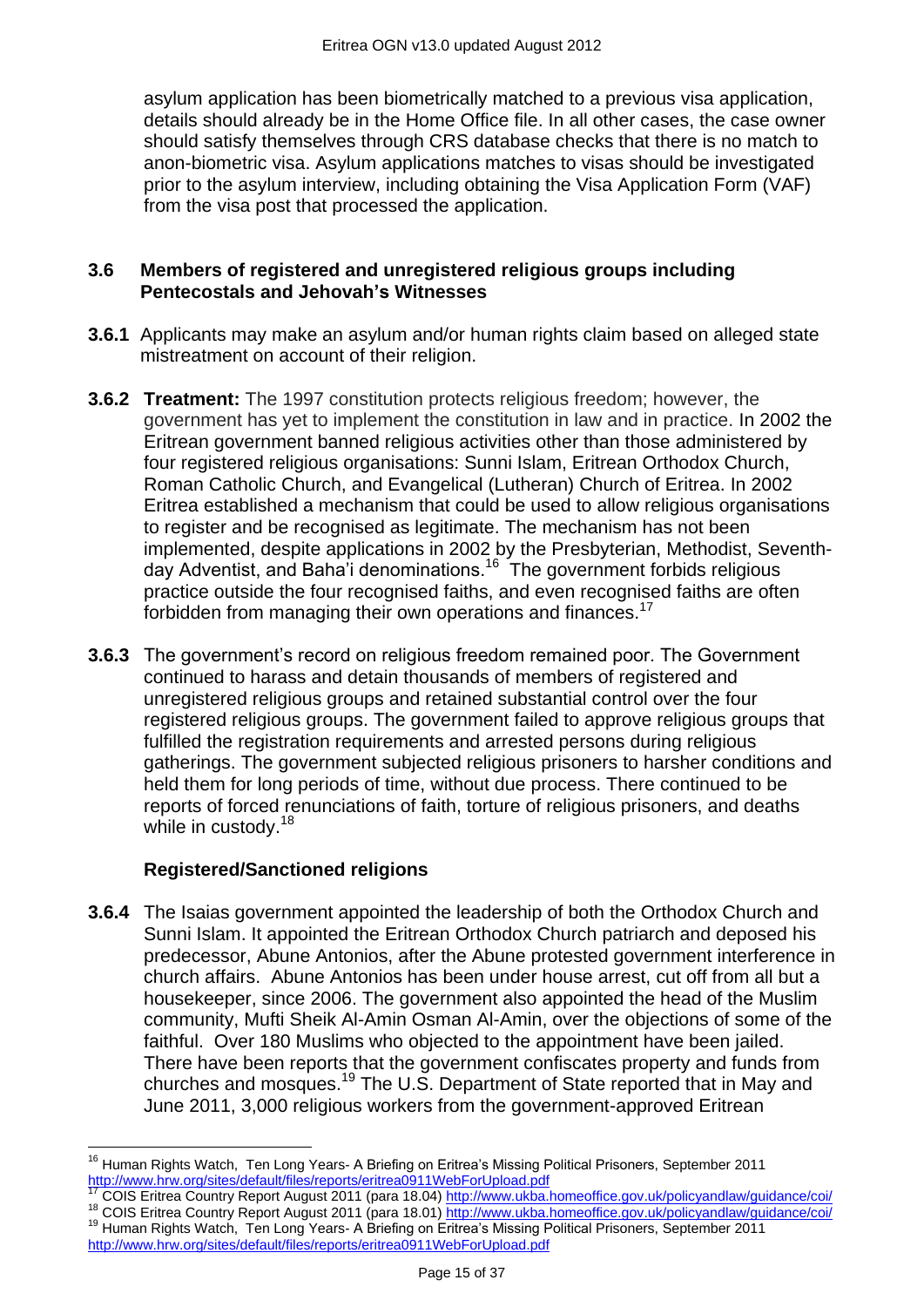asylum application has been biometrically matched to a previous visa application, details should already be in the Home Office file. In all other cases, the case owner should satisfy themselves through CRS database checks that there is no match to anon-biometric visa. Asylum applications matches to visas should be investigated prior to the asylum interview, including obtaining the Visa Application Form (VAF) from the visa post that processed the application.

### 3.6 Members of registered and unregistered religious groups including Pentecostals and Jehovah's Witnesses

**3.6.1** Applicants may make an asylum and/or human rights claim based on alleged state mistreatment on account of their religion.

**3.6.2** **Treatment:** The 1997 constitution protects religious freedom; however, the government has yet to implement the constitution in law and in practice. In 2002 the Eritrean government banned religious activities other than those administered by four registered religious organisations: Sunni Islam, Eritrean Orthodox Church, Roman Catholic Church, and Evangelical (Lutheran) Church of Eritrea. In 2002 Eritrea established a mechanism that could be used to allow religious organisations to register and be recognised as legitimate. The mechanism has not been implemented, despite applications in 2002 by the Presbyterian, Methodist, Seventh-day Adventist, and Baha'i denominations.[16] The government forbids religious practice outside the four recognised faiths, and even recognised faiths are often forbidden from managing their own operations and finances.[17]

**3.6.3** The government's record on religious freedom remained poor. The Government continued to harass and detain thousands of members of registered and unregistered religious groups and retained substantial control over the four registered religious groups. The government failed to approve religious groups that fulfilled the registration requirements and arrested persons during religious gatherings. The government subjected religious prisoners to harsher conditions and held them for long periods of time, without due process. There continued to be reports of forced renunciations of faith, torture of religious prisoners, and deaths while in custody.[18]

#### Registered/Sanctioned religions

**3.6.4** The Isaias government appointed the leadership of both the Orthodox Church and Sunni Islam. It appointed the Eritrean Orthodox Church patriarch and deposed his predecessor, Abune Antonios, after the Abune protested government interference in church affairs. Abune Antonios has been under house arrest, cut off from all but a housekeeper, since 2006. The government also appointed the head of the Muslim community, Mufti Sheik Al-Amin Osman Al-Amin, over the objections of some of the faithful. Over 180 Muslims who objected to the appointment have been jailed. There have been reports that the government confiscates property and funds from churches and mosques.[19] The U.S. Department of State reported that in May and June 2011, 3,000 religious workers from the government-approved Eritrean

---

[16] Human Rights Watch, Ten Long Years- A Briefing on Eritrea's Missing Political Prisoners, September 2011 http://www.hrw.org/sites/default/files/reports/eritrea0911WebForUpload.pdf

[17] COIS Eritrea Country Report August 2011 (para 18.04) http://www.ukba.homeoffice.gov.uk/policyandlaw/guidance/coi/

[18] COIS Eritrea Country Report August 2011 (para 18.01) http://www.ukba.homeoffice.gov.uk/policyandlaw/guidance/coi/

[19] Human Rights Watch, Ten Long Years- A Briefing on Eritrea's Missing Political Prisoners, September 2011 http://www.hrw.org/sites/default/files/reports/eritrea0911WebForUpload.pdf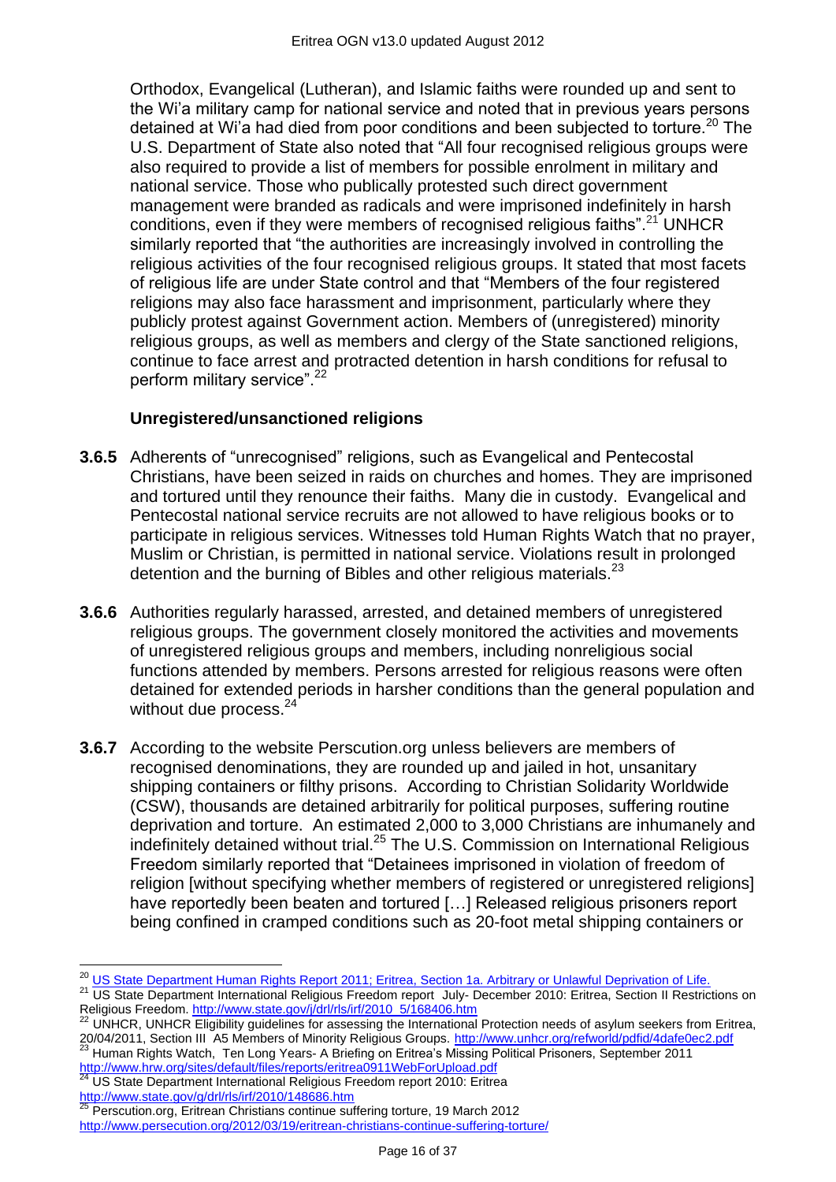Orthodox, Evangelical (Lutheran), and Islamic faiths were rounded up and sent to the Wi'a military camp for national service and noted that in previous years persons detained at Wi'a had died from poor conditions and been subjected to torture.[20] The U.S. Department of State also noted that "All four recognised religious groups were also required to provide a list of members for possible enrolment in military and national service. Those who publically protested such direct government management were branded as radicals and were imprisoned indefinitely in harsh conditions, even if they were members of recognised religious faiths".[21] UNHCR similarly reported that "the authorities are increasingly involved in controlling the religious activities of the four recognised religious groups. It stated that most facets of religious life are under State control and that "Members of the four registered religions may also face harassment and imprisonment, particularly where they publicly protest against Government action. Members of (unregistered) minority religious groups, as well as members and clergy of the State sanctioned religions, continue to face arrest and protracted detention in harsh conditions for refusal to perform military service".[22]

**Unregistered/unsanctioned religions**

**3.6.5** Adherents of "unrecognised" religions, such as Evangelical and Pentecostal Christians, have been seized in raids on churches and homes. They are imprisoned and tortured until they renounce their faiths. Many die in custody. Evangelical and Pentecostal national service recruits are not allowed to have religious books or to participate in religious services. Witnesses told Human Rights Watch that no prayer, Muslim or Christian, is permitted in national service. Violations result in prolonged detention and the burning of Bibles and other religious materials.[23]

**3.6.6** Authorities regularly harassed, arrested, and detained members of unregistered religious groups. The government closely monitored the activities and movements of unregistered religious groups and members, including nonreligious social functions attended by members. Persons arrested for religious reasons were often detained for extended periods in harsher conditions than the general population and without due process.[24]

**3.6.7** According to the website Perscution.org unless believers are members of recognised denominations, they are rounded up and jailed in hot, unsanitary shipping containers or filthy prisons. According to Christian Solidarity Worldwide (CSW), thousands are detained arbitrarily for political purposes, suffering routine deprivation and torture. An estimated 2,000 to 3,000 Christians are inhumanely and indefinitely detained without trial.[25] The U.S. Commission on International Religious Freedom similarly reported that "Detainees imprisoned in violation of freedom of religion [without specifying whether members of registered or unregistered religions] have reportedly been beaten and tortured […] Released religious prisoners report being confined in cramped conditions such as 20-foot metal shipping containers or

---

[20] US State Department Human Rights Report 2011; Eritrea, Section 1a. Arbitrary or Unlawful Deprivation of Life.

[21] US State Department International Religious Freedom report July- December 2010: Eritrea, Section II Restrictions on Religious Freedom. http://www.state.gov/j/drl/rls/irf/2010_5/168406.htm

[22] UNHCR, UNHCR Eligibility guidelines for assessing the International Protection needs of asylum seekers from Eritrea, 20/04/2011, Section III A5 Members of Minority Religious Groups. http://www.unhcr.org/refworld/pdfid/4dafe0ec2.pdf

[23] Human Rights Watch, Ten Long Years- A Briefing on Eritrea's Missing Political Prisoners, September 2011 http://www.hrw.org/sites/default/files/reports/eritrea0911WebForUpload.pdf

[24] US State Department International Religious Freedom report 2010: Eritrea http://www.state.gov/g/drl/rls/irf/2010/148686.htm

[25] Perscution.org, Eritrean Christians continue suffering torture, 19 March 2012 http://www.persecution.org/2012/03/19/eritrean-christians-continue-suffering-torture/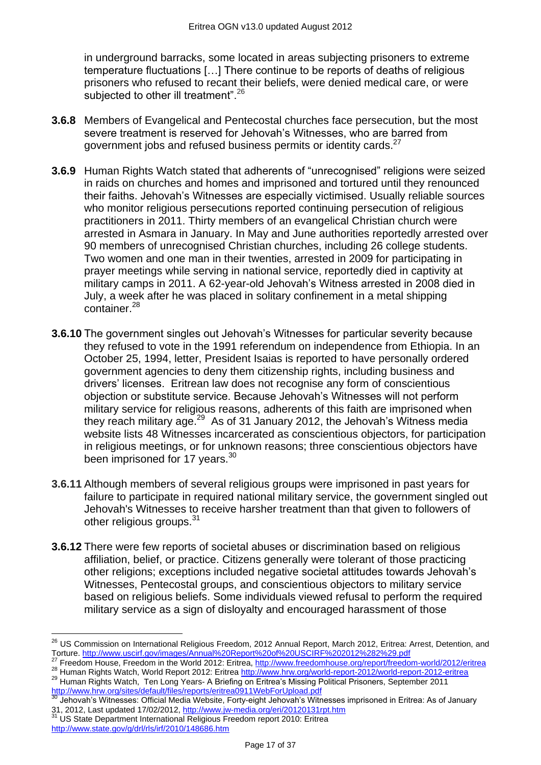in underground barracks, some located in areas subjecting prisoners to extreme temperature fluctuations […] There continue to be reports of deaths of religious prisoners who refused to recant their beliefs, were denied medical care, or were subjected to other ill treatment".[26]

**3.6.8** Members of Evangelical and Pentecostal churches face persecution, but the most severe treatment is reserved for Jehovah's Witnesses, who are barred from government jobs and refused business permits or identity cards.[27]

**3.6.9** Human Rights Watch stated that adherents of "unrecognised" religions were seized in raids on churches and homes and imprisoned and tortured until they renounced their faiths. Jehovah's Witnesses are especially victimised. Usually reliable sources who monitor religious persecutions reported continuing persecution of religious practitioners in 2011. Thirty members of an evangelical Christian church were arrested in Asmara in January. In May and June authorities reportedly arrested over 90 members of unrecognised Christian churches, including 26 college students. Two women and one man in their twenties, arrested in 2009 for participating in prayer meetings while serving in national service, reportedly died in captivity at military camps in 2011. A 62-year-old Jehovah's Witness arrested in 2008 died in July, a week after he was placed in solitary confinement in a metal shipping container.[28]

**3.6.10** The government singles out Jehovah's Witnesses for particular severity because they refused to vote in the 1991 referendum on independence from Ethiopia. In an October 25, 1994, letter, President Isaias is reported to have personally ordered government agencies to deny them citizenship rights, including business and drivers' licenses. Eritrean law does not recognise any form of conscientious objection or substitute service. Because Jehovah's Witnesses will not perform military service for religious reasons, adherents of this faith are imprisoned when they reach military age.[29] As of 31 January 2012, the Jehovah's Witness media website lists 48 Witnesses incarcerated as conscientious objectors, for participation in religious meetings, or for unknown reasons; three conscientious objectors have been imprisoned for 17 years.[30]

**3.6.11** Although members of several religious groups were imprisoned in past years for failure to participate in required national military service, the government singled out Jehovah's Witnesses to receive harsher treatment than that given to followers of other religious groups.[31]

**3.6.12** There were few reports of societal abuses or discrimination based on religious affiliation, belief, or practice. Citizens generally were tolerant of those practicing other religions; exceptions included negative societal attitudes towards Jehovah's Witnesses, Pentecostal groups, and conscientious objectors to military service based on religious beliefs. Some individuals viewed refusal to perform the required military service as a sign of disloyalty and encouraged harassment of those

---

[26] US Commission on International Religious Freedom, 2012 Annual Report, March 2012, Eritrea: Arrest, Detention, and Torture. http://www.uscirf.gov/images/Annual%20Report%20of%20USCIRF%202012%282%29.pdf

[27] Freedom House, Freedom in the World 2012: Eritrea, http://www.freedomhouse.org/report/freedom-world/2012/eritrea

[28] Human Rights Watch, World Report 2012: Eritrea http://www.hrw.org/world-report-2012/world-report-2012-eritrea

[29] Human Rights Watch, Ten Long Years- A Briefing on Eritrea's Missing Political Prisoners, September 2011 http://www.hrw.org/sites/default/files/reports/eritrea0911WebForUpload.pdf

[30] Jehovah's Witnesses: Official Media Website, Forty-eight Jehovah's Witnesses imprisoned in Eritrea: As of January 31, 2012, Last updated 17/02/2012, http://www.jw-media.org/eri/20120131rpt.htm

[31] US State Department International Religious Freedom report 2010: Eritrea http://www.state.gov/g/drl/rls/irf/2010/148686.htm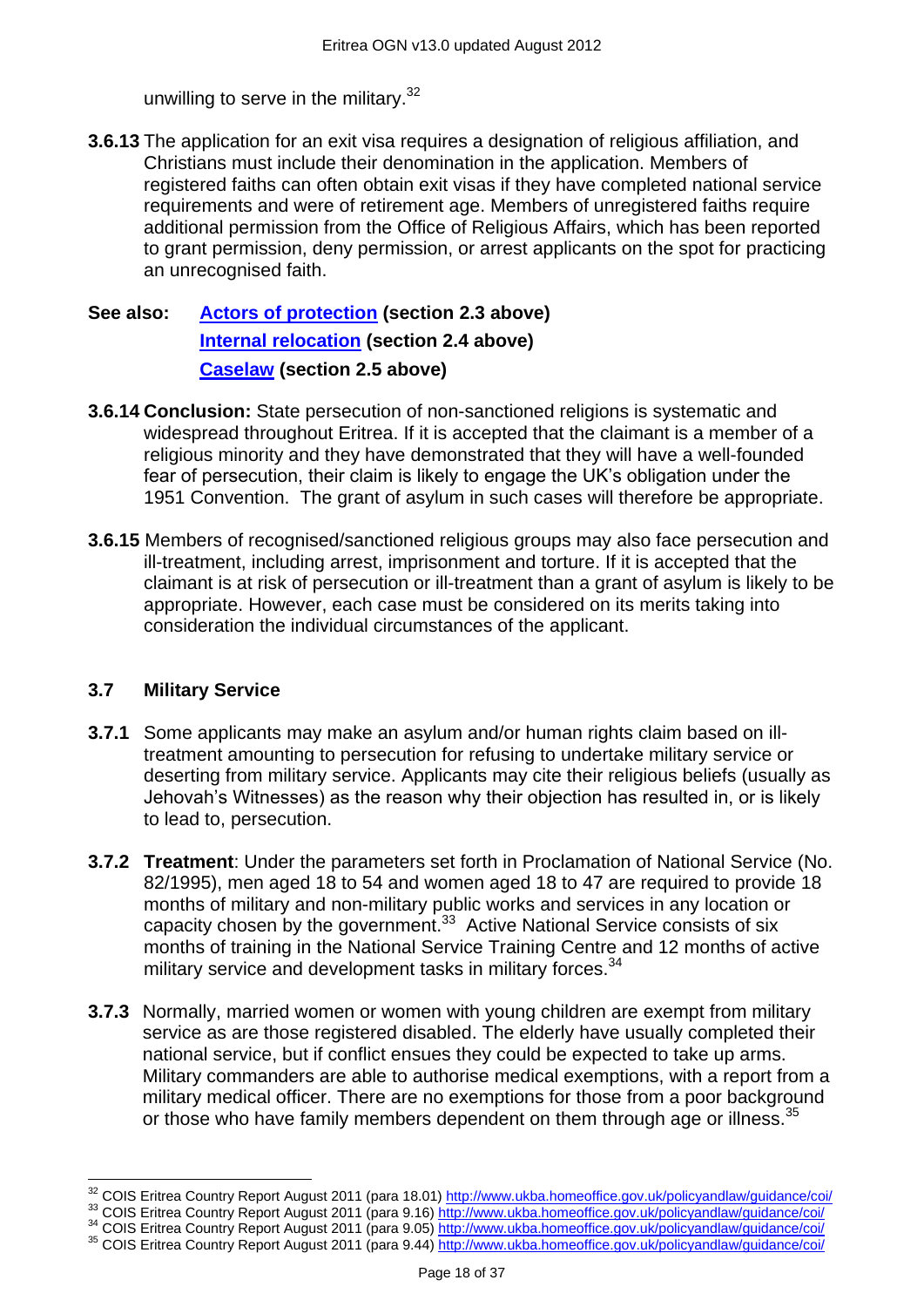unwilling to serve in the military.[32]

**3.6.13** The application for an exit visa requires a designation of religious affiliation, and Christians must include their denomination in the application. Members of registered faiths can often obtain exit visas if they have completed national service requirements and were of retirement age. Members of unregistered faiths require additional permission from the Office of Religious Affairs, which has been reported to grant permission, deny permission, or arrest applicants on the spot for practicing an unrecognised faith.

**See also:** **[Actors of protection](#) (section 2.3 above)**
**[Internal relocation](#) (section 2.4 above)**
**[Caselaw](#) (section 2.5 above)**

**3.6.14 Conclusion:** State persecution of non-sanctioned religions is systematic and widespread throughout Eritrea. If it is accepted that the claimant is a member of a religious minority and they have demonstrated that they will have a well-founded fear of persecution, their claim is likely to engage the UK's obligation under the 1951 Convention. The grant of asylum in such cases will therefore be appropriate.

**3.6.15** Members of recognised/sanctioned religious groups may also face persecution and ill-treatment, including arrest, imprisonment and torture. If it is accepted that the claimant is at risk of persecution or ill-treatment than a grant of asylum is likely to be appropriate. However, each case must be considered on its merits taking into consideration the individual circumstances of the applicant.

### 3.7 Military Service

**3.7.1** Some applicants may make an asylum and/or human rights claim based on ill-treatment amounting to persecution for refusing to undertake military service or deserting from military service. Applicants may cite their religious beliefs (usually as Jehovah's Witnesses) as the reason why their objection has resulted in, or is likely to lead to, persecution.

**3.7.2 Treatment**: Under the parameters set forth in Proclamation of National Service (No. 82/1995), men aged 18 to 54 and women aged 18 to 47 are required to provide 18 months of military and non-military public works and services in any location or capacity chosen by the government.[33] Active National Service consists of six months of training in the National Service Training Centre and 12 months of active military service and development tasks in military forces.[34]

**3.7.3** Normally, married women or women with young children are exempt from military service as are those registered disabled. The elderly have usually completed their national service, but if conflict ensues they could be expected to take up arms. Military commanders are able to authorise medical exemptions, with a report from a military medical officer. There are no exemptions for those from a poor background or those who have family members dependent on them through age or illness.[35]

---

[32] COIS Eritrea Country Report August 2011 (para 18.01) http://www.ukba.homeoffice.gov.uk/policyandlaw/guidance/coi/
[33] COIS Eritrea Country Report August 2011 (para 9.16) http://www.ukba.homeoffice.gov.uk/policyandlaw/guidance/coi/
[34] COIS Eritrea Country Report August 2011 (para 9.05) http://www.ukba.homeoffice.gov.uk/policyandlaw/guidance/coi/
[35] COIS Eritrea Country Report August 2011 (para 9.44) http://www.ukba.homeoffice.gov.uk/policyandlaw/guidance/coi/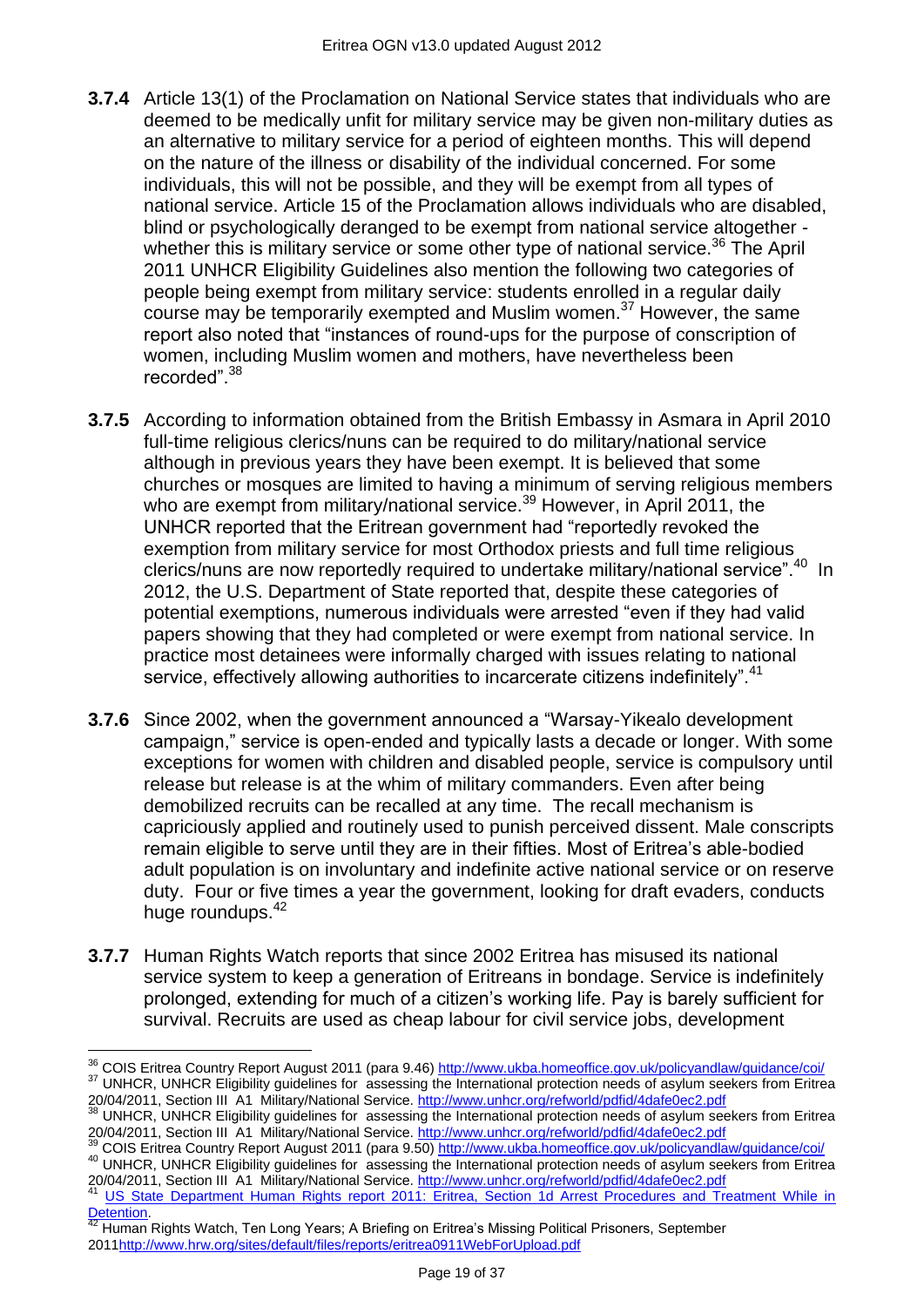**3.7.4** Article 13(1) of the Proclamation on National Service states that individuals who are deemed to be medically unfit for military service may be given non-military duties as an alternative to military service for a period of eighteen months. This will depend on the nature of the illness or disability of the individual concerned. For some individuals, this will not be possible, and they will be exempt from all types of national service. Article 15 of the Proclamation allows individuals who are disabled, blind or psychologically deranged to be exempt from national service altogether - whether this is military service or some other type of national service.[36] The April 2011 UNHCR Eligibility Guidelines also mention the following two categories of people being exempt from military service: students enrolled in a regular daily course may be temporarily exempted and Muslim women.[37] However, the same report also noted that "instances of round-ups for the purpose of conscription of women, including Muslim women and mothers, have nevertheless been recorded".[38]

**3.7.5** According to information obtained from the British Embassy in Asmara in April 2010 full-time religious clerics/nuns can be required to do military/national service although in previous years they have been exempt. It is believed that some churches or mosques are limited to having a minimum of serving religious members who are exempt from military/national service.[39] However, in April 2011, the UNHCR reported that the Eritrean government had "reportedly revoked the exemption from military service for most Orthodox priests and full time religious clerics/nuns are now reportedly required to undertake military/national service".[40] In 2012, the U.S. Department of State reported that, despite these categories of potential exemptions, numerous individuals were arrested "even if they had valid papers showing that they had completed or were exempt from national service. In practice most detainees were informally charged with issues relating to national service, effectively allowing authorities to incarcerate citizens indefinitely".[41]

**3.7.6** Since 2002, when the government announced a "Warsay-Yikealo development campaign," service is open-ended and typically lasts a decade or longer. With some exceptions for women with children and disabled people, service is compulsory until release but release is at the whim of military commanders. Even after being demobilized recruits can be recalled at any time. The recall mechanism is capriciously applied and routinely used to punish perceived dissent. Male conscripts remain eligible to serve until they are in their fifties. Most of Eritrea's able-bodied adult population is on involuntary and indefinite active national service or on reserve duty. Four or five times a year the government, looking for draft evaders, conducts huge roundups.[42]

**3.7.7** Human Rights Watch reports that since 2002 Eritrea has misused its national service system to keep a generation of Eritreans in bondage. Service is indefinitely prolonged, extending for much of a citizen's working life. Pay is barely sufficient for survival. Recruits are used as cheap labour for civil service jobs, development

---

[36] COIS Eritrea Country Report August 2011 (para 9.46) http://www.ukba.homeoffice.gov.uk/policyandlaw/guidance/coi/

[37] UNHCR, UNHCR Eligibility guidelines for assessing the International protection needs of asylum seekers from Eritrea 20/04/2011, Section III A1 Military/National Service. http://www.unhcr.org/refworld/pdfid/4dafe0ec2.pdf

[38] UNHCR, UNHCR Eligibility guidelines for assessing the International protection needs of asylum seekers from Eritrea 20/04/2011, Section III A1 Military/National Service. http://www.unhcr.org/refworld/pdfid/4dafe0ec2.pdf

[39] COIS Eritrea Country Report August 2011 (para 9.50) http://www.ukba.homeoffice.gov.uk/policyandlaw/guidance/coi/

[40] UNHCR, UNHCR Eligibility guidelines for assessing the International protection needs of asylum seekers from Eritrea 20/04/2011, Section III A1 Military/National Service. http://www.unhcr.org/refworld/pdfid/4dafe0ec2.pdf

[41] US State Department Human Rights report 2011: Eritrea, Section 1d Arrest Procedures and Treatment While in Detention.

[42] Human Rights Watch, Ten Long Years; A Briefing on Eritrea's Missing Political Prisoners, September 2011 http://www.hrw.org/sites/default/files/reports/eritrea0911WebForUpload.pdf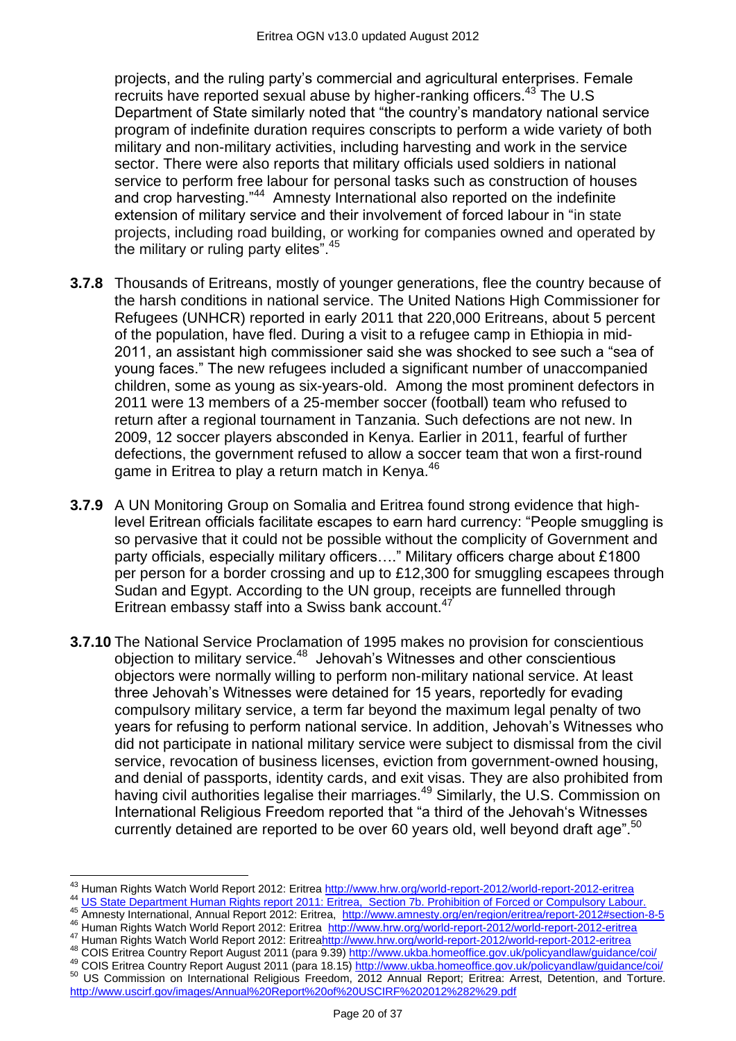projects, and the ruling party's commercial and agricultural enterprises. Female recruits have reported sexual abuse by higher-ranking officers.[43] The U.S Department of State similarly noted that "the country's mandatory national service program of indefinite duration requires conscripts to perform a wide variety of both military and non-military activities, including harvesting and work in the service sector. There were also reports that military officials used soldiers in national service to perform free labour for personal tasks such as construction of houses and crop harvesting."[44] Amnesty International also reported on the indefinite extension of military service and their involvement of forced labour in "in state projects, including road building, or working for companies owned and operated by the military or ruling party elites".[45]

**3.7.8** Thousands of Eritreans, mostly of younger generations, flee the country because of the harsh conditions in national service. The United Nations High Commissioner for Refugees (UNHCR) reported in early 2011 that 220,000 Eritreans, about 5 percent of the population, have fled. During a visit to a refugee camp in Ethiopia in mid-2011, an assistant high commissioner said she was shocked to see such a "sea of young faces." The new refugees included a significant number of unaccompanied children, some as young as six-years-old. Among the most prominent defectors in 2011 were 13 members of a 25-member soccer (football) team who refused to return after a regional tournament in Tanzania. Such defections are not new. In 2009, 12 soccer players absconded in Kenya. Earlier in 2011, fearful of further defections, the government refused to allow a soccer team that won a first-round game in Eritrea to play a return match in Kenya.[46]

**3.7.9** A UN Monitoring Group on Somalia and Eritrea found strong evidence that high-level Eritrean officials facilitate escapes to earn hard currency: "People smuggling is so pervasive that it could not be possible without the complicity of Government and party officials, especially military officers…." Military officers charge about £1800 per person for a border crossing and up to £12,300 for smuggling escapees through Sudan and Egypt. According to the UN group, receipts are funnelled through Eritrean embassy staff into a Swiss bank account.[47]

**3.7.10** The National Service Proclamation of 1995 makes no provision for conscientious objection to military service.[48] Jehovah's Witnesses and other conscientious objectors were normally willing to perform non-military national service. At least three Jehovah's Witnesses were detained for 15 years, reportedly for evading compulsory military service, a term far beyond the maximum legal penalty of two years for refusing to perform national service. In addition, Jehovah's Witnesses who did not participate in national military service were subject to dismissal from the civil service, revocation of business licenses, eviction from government-owned housing, and denial of passports, identity cards, and exit visas. They are also prohibited from having civil authorities legalise their marriages.[49] Similarly, the U.S. Commission on International Religious Freedom reported that "a third of the Jehovah's Witnesses currently detained are reported to be over 60 years old, well beyond draft age".[50]

---

[43] Human Rights Watch World Report 2012: Eritrea http://www.hrw.org/world-report-2012/world-report-2012-eritrea

[44] US State Department Human Rights report 2011: Eritrea, Section 7b. Prohibition of Forced or Compulsory Labour.

[45] Amnesty International, Annual Report 2012: Eritrea, http://www.amnesty.org/en/region/eritrea/report-2012#section-8-5

[46] Human Rights Watch World Report 2012: Eritrea http://www.hrw.org/world-report-2012/world-report-2012-eritrea

[47] Human Rights Watch World Report 2012: Eritreahttp://www.hrw.org/world-report-2012/world-report-2012-eritrea

[48] COIS Eritrea Country Report August 2011 (para 9.39) http://www.ukba.homeoffice.gov.uk/policyandlaw/guidance/coi/

[49] COIS Eritrea Country Report August 2011 (para 18.15) http://www.ukba.homeoffice.gov.uk/policyandlaw/guidance/coi/

[50] US Commission on International Religious Freedom, 2012 Annual Report; Eritrea: Arrest, Detention, and Torture. http://www.uscirf.gov/images/Annual%20Report%20of%20USCIRF%202012%282%29.pdf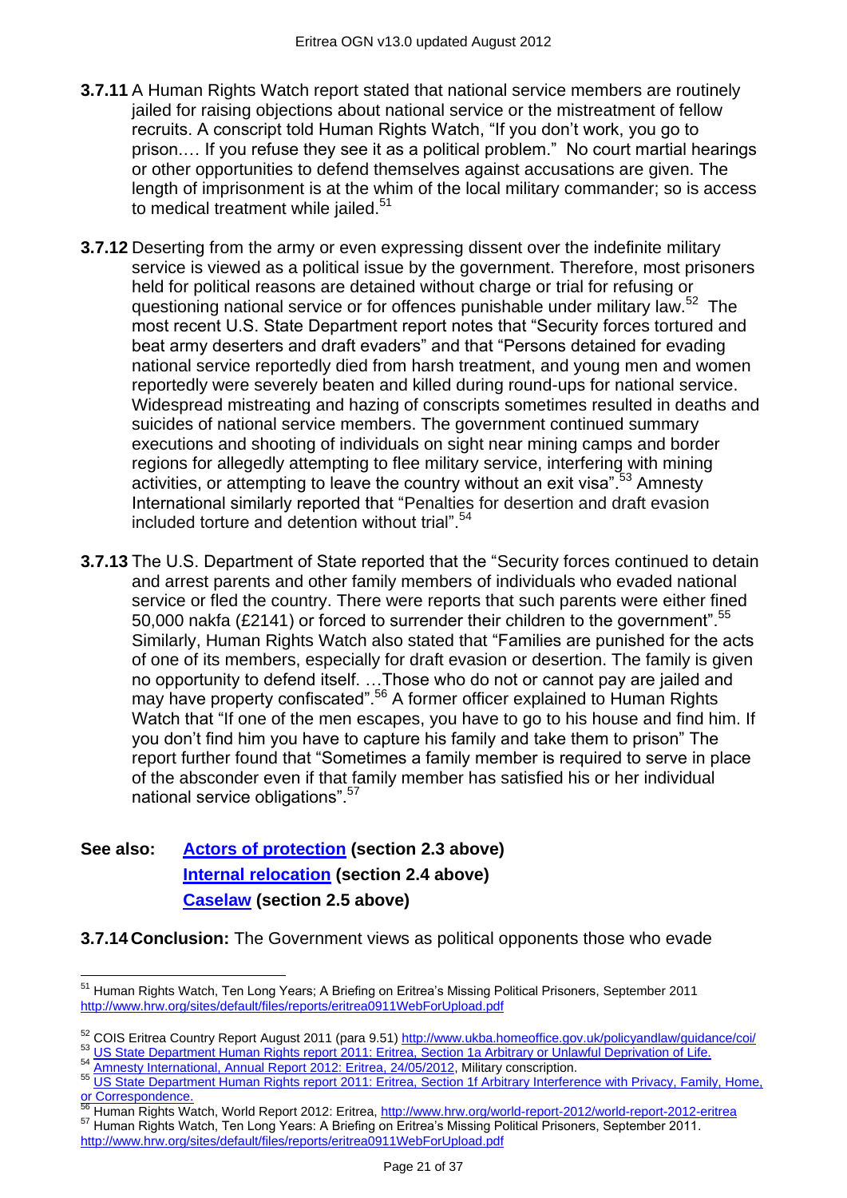**3.7.11** A Human Rights Watch report stated that national service members are routinely jailed for raising objections about national service or the mistreatment of fellow recruits. A conscript told Human Rights Watch, "If you don't work, you go to prison.… If you refuse they see it as a political problem." No court martial hearings or other opportunities to defend themselves against accusations are given. The length of imprisonment is at the whim of the local military commander; so is access to medical treatment while jailed.[51]

**3.7.12** Deserting from the army or even expressing dissent over the indefinite military service is viewed as a political issue by the government. Therefore, most prisoners held for political reasons are detained without charge or trial for refusing or questioning national service or for offences punishable under military law.[52] The most recent U.S. State Department report notes that "Security forces tortured and beat army deserters and draft evaders" and that "Persons detained for evading national service reportedly died from harsh treatment, and young men and women reportedly were severely beaten and killed during round-ups for national service. Widespread mistreating and hazing of conscripts sometimes resulted in deaths and suicides of national service members. The government continued summary executions and shooting of individuals on sight near mining camps and border regions for allegedly attempting to flee military service, interfering with mining activities, or attempting to leave the country without an exit visa".[53] Amnesty International similarly reported that "Penalties for desertion and draft evasion included torture and detention without trial".[54]

**3.7.13** The U.S. Department of State reported that the "Security forces continued to detain and arrest parents and other family members of individuals who evaded national service or fled the country. There were reports that such parents were either fined 50,000 nakfa (£2141) or forced to surrender their children to the government".[55] Similarly, Human Rights Watch also stated that "Families are punished for the acts of one of its members, especially for draft evasion or desertion. The family is given no opportunity to defend itself. …Those who do not or cannot pay are jailed and may have property confiscated".[56] A former officer explained to Human Rights Watch that "If one of the men escapes, you have to go to his house and find him. If you don't find him you have to capture his family and take them to prison" The report further found that "Sometimes a family member is required to serve in place of the absconder even if that family member has satisfied his or her individual national service obligations".[57]

**See also:** **Actors of protection (section 2.3 above)**
**Internal relocation (section 2.4 above)**
**Caselaw (section 2.5 above)**

**3.7.14 Conclusion:** The Government views as political opponents those who evade

---

[51] Human Rights Watch, Ten Long Years; A Briefing on Eritrea's Missing Political Prisoners, September 2011 http://www.hrw.org/sites/default/files/reports/eritrea0911WebForUpload.pdf

[52] COIS Eritrea Country Report August 2011 (para 9.51) http://www.ukba.homeoffice.gov.uk/policyandlaw/guidance/coi/

[53] US State Department Human Rights report 2011: Eritrea, Section 1a Arbitrary or Unlawful Deprivation of Life.

[54] Amnesty International, Annual Report 2012: Eritrea, 24/05/2012, Military conscription.

[55] US State Department Human Rights report 2011: Eritrea, Section 1f Arbitrary Interference with Privacy, Family, Home, or Correspondence.

[56] Human Rights Watch, World Report 2012: Eritrea, http://www.hrw.org/world-report-2012/world-report-2012-eritrea

[57] Human Rights Watch, Ten Long Years: A Briefing on Eritrea's Missing Political Prisoners, September 2011. http://www.hrw.org/sites/default/files/reports/eritrea0911WebForUpload.pdf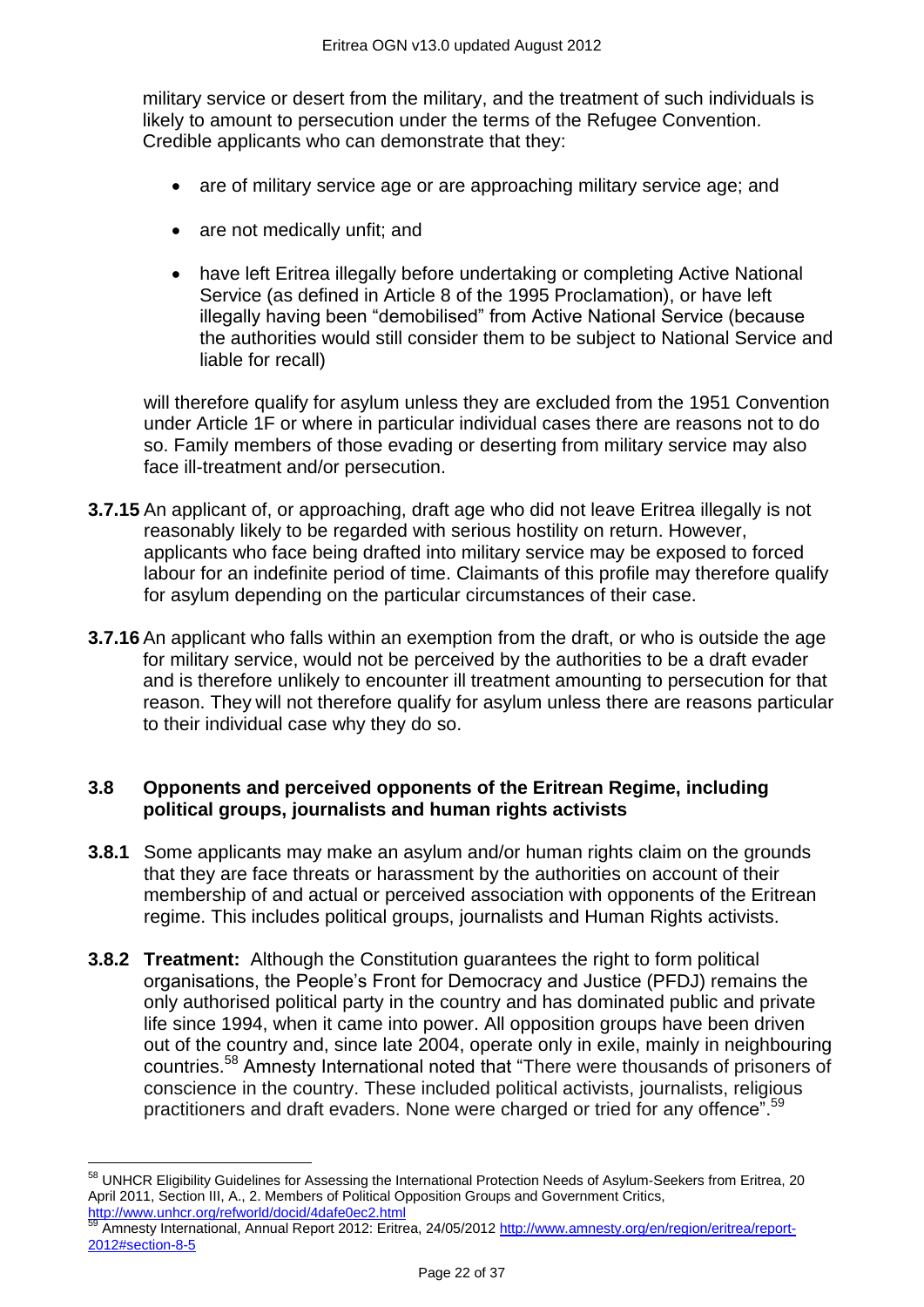military service or desert from the military, and the treatment of such individuals is likely to amount to persecution under the terms of the Refugee Convention. Credible applicants who can demonstrate that they:

- are of military service age or are approaching military service age; and
- are not medically unfit; and
- have left Eritrea illegally before undertaking or completing Active National Service (as defined in Article 8 of the 1995 Proclamation), or have left illegally having been "demobilised" from Active National Service (because the authorities would still consider them to be subject to National Service and liable for recall)

will therefore qualify for asylum unless they are excluded from the 1951 Convention under Article 1F or where in particular individual cases there are reasons not to do so. Family members of those evading or deserting from military service may also face ill-treatment and/or persecution.

**3.7.15** An applicant of, or approaching, draft age who did not leave Eritrea illegally is not reasonably likely to be regarded with serious hostility on return. However, applicants who face being drafted into military service may be exposed to forced labour for an indefinite period of time. Claimants of this profile may therefore qualify for asylum depending on the particular circumstances of their case.

**3.7.16** An applicant who falls within an exemption from the draft, or who is outside the age for military service, would not be perceived by the authorities to be a draft evader and is therefore unlikely to encounter ill treatment amounting to persecution for that reason. They will not therefore qualify for asylum unless there are reasons particular to their individual case why they do so.

### 3.8 Opponents and perceived opponents of the Eritrean Regime, including political groups, journalists and human rights activists

**3.8.1** Some applicants may make an asylum and/or human rights claim on the grounds that they are face threats or harassment by the authorities on account of their membership of and actual or perceived association with opponents of the Eritrean regime. This includes political groups, journalists and Human Rights activists.

**3.8.2** **Treatment:** Although the Constitution guarantees the right to form political organisations, the People's Front for Democracy and Justice (PFDJ) remains the only authorised political party in the country and has dominated public and private life since 1994, when it came into power. All opposition groups have been driven out of the country and, since late 2004, operate only in exile, mainly in neighbouring countries.[58] Amnesty International noted that "There were thousands of prisoners of conscience in the country. These included political activists, journalists, religious practitioners and draft evaders. None were charged or tried for any offence".[59]

---

[58] UNHCR Eligibility Guidelines for Assessing the International Protection Needs of Asylum-Seekers from Eritrea, 20 April 2011, Section III, A., 2. Members of Political Opposition Groups and Government Critics, http://www.unhcr.org/refworld/docid/4dafe0ec2.html

[59] Amnesty International, Annual Report 2012: Eritrea, 24/05/2012 http://www.amnesty.org/en/region/eritrea/report-2012#section-8-5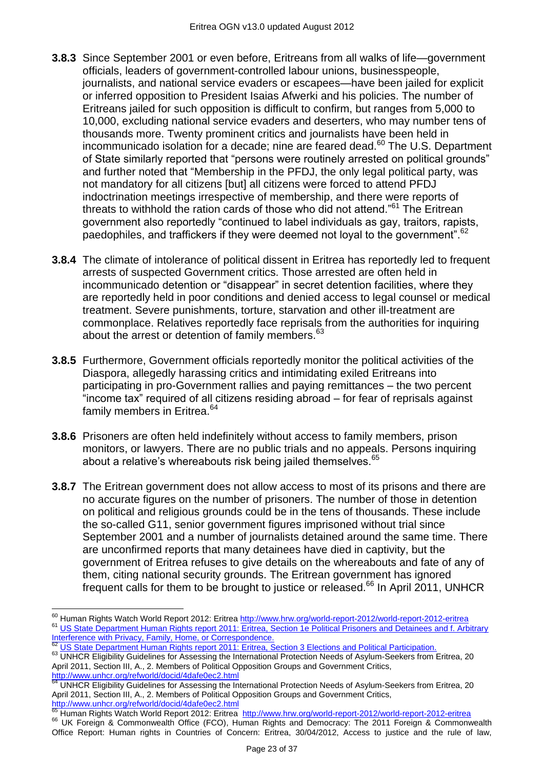**3.8.3** Since September 2001 or even before, Eritreans from all walks of life—government officials, leaders of government-controlled labour unions, businesspeople, journalists, and national service evaders or escapees—have been jailed for explicit or inferred opposition to President Isaias Afwerki and his policies. The number of Eritreans jailed for such opposition is difficult to confirm, but ranges from 5,000 to 10,000, excluding national service evaders and deserters, who may number tens of thousands more. Twenty prominent critics and journalists have been held in incommunicado isolation for a decade; nine are feared dead.[60] The U.S. Department of State similarly reported that "persons were routinely arrested on political grounds" and further noted that "Membership in the PFDJ, the only legal political party, was not mandatory for all citizens [but] all citizens were forced to attend PFDJ indoctrination meetings irrespective of membership, and there were reports of threats to withhold the ration cards of those who did not attend."[61] The Eritrean government also reportedly "continued to label individuals as gay, traitors, rapists, paedophiles, and traffickers if they were deemed not loyal to the government".[62]

**3.8.4** The climate of intolerance of political dissent in Eritrea has reportedly led to frequent arrests of suspected Government critics. Those arrested are often held in incommunicado detention or "disappear" in secret detention facilities, where they are reportedly held in poor conditions and denied access to legal counsel or medical treatment. Severe punishments, torture, starvation and other ill-treatment are commonplace. Relatives reportedly face reprisals from the authorities for inquiring about the arrest or detention of family members.[63]

**3.8.5** Furthermore, Government officials reportedly monitor the political activities of the Diaspora, allegedly harassing critics and intimidating exiled Eritreans into participating in pro-Government rallies and paying remittances – the two percent "income tax" required of all citizens residing abroad – for fear of reprisals against family members in Eritrea.[64]

**3.8.6** Prisoners are often held indefinitely without access to family members, prison monitors, or lawyers. There are no public trials and no appeals. Persons inquiring about a relative's whereabouts risk being jailed themselves.[65]

**3.8.7** The Eritrean government does not allow access to most of its prisons and there are no accurate figures on the number of prisoners. The number of those in detention on political and religious grounds could be in the tens of thousands. These include the so-called G11, senior government figures imprisoned without trial since September 2001 and a number of journalists detained around the same time. There are unconfirmed reports that many detainees have died in captivity, but the government of Eritrea refuses to give details on the whereabouts and fate of any of them, citing national security grounds. The Eritrean government has ignored frequent calls for them to be brought to justice or released.[66] In April 2011, UNHCR

---

[60] Human Rights Watch World Report 2012: Eritrea http://www.hrw.org/world-report-2012/world-report-2012-eritrea

[61] US State Department Human Rights report 2011: Eritrea, Section 1e Political Prisoners and Detainees and f. Arbitrary Interference with Privacy, Family, Home, or Correspondence.

[62] US State Department Human Rights report 2011: Eritrea, Section 3 Elections and Political Participation.

[63] UNHCR Eligibility Guidelines for Assessing the International Protection Needs of Asylum-Seekers from Eritrea, 20 April 2011, Section III, A., 2. Members of Political Opposition Groups and Government Critics, http://www.unhcr.org/refworld/docid/4dafe0ec2.html

[64] UNHCR Eligibility Guidelines for Assessing the International Protection Needs of Asylum-Seekers from Eritrea, 20 April 2011, Section III, A., 2. Members of Political Opposition Groups and Government Critics, http://www.unhcr.org/refworld/docid/4dafe0ec2.html

[65] Human Rights Watch World Report 2012: Eritrea http://www.hrw.org/world-report-2012/world-report-2012-eritrea

[66] UK Foreign & Commonwealth Office (FCO), Human Rights and Democracy: The 2011 Foreign & Commonwealth Office Report: Human rights in Countries of Concern: Eritrea, 30/04/2012, Access to justice and the rule of law,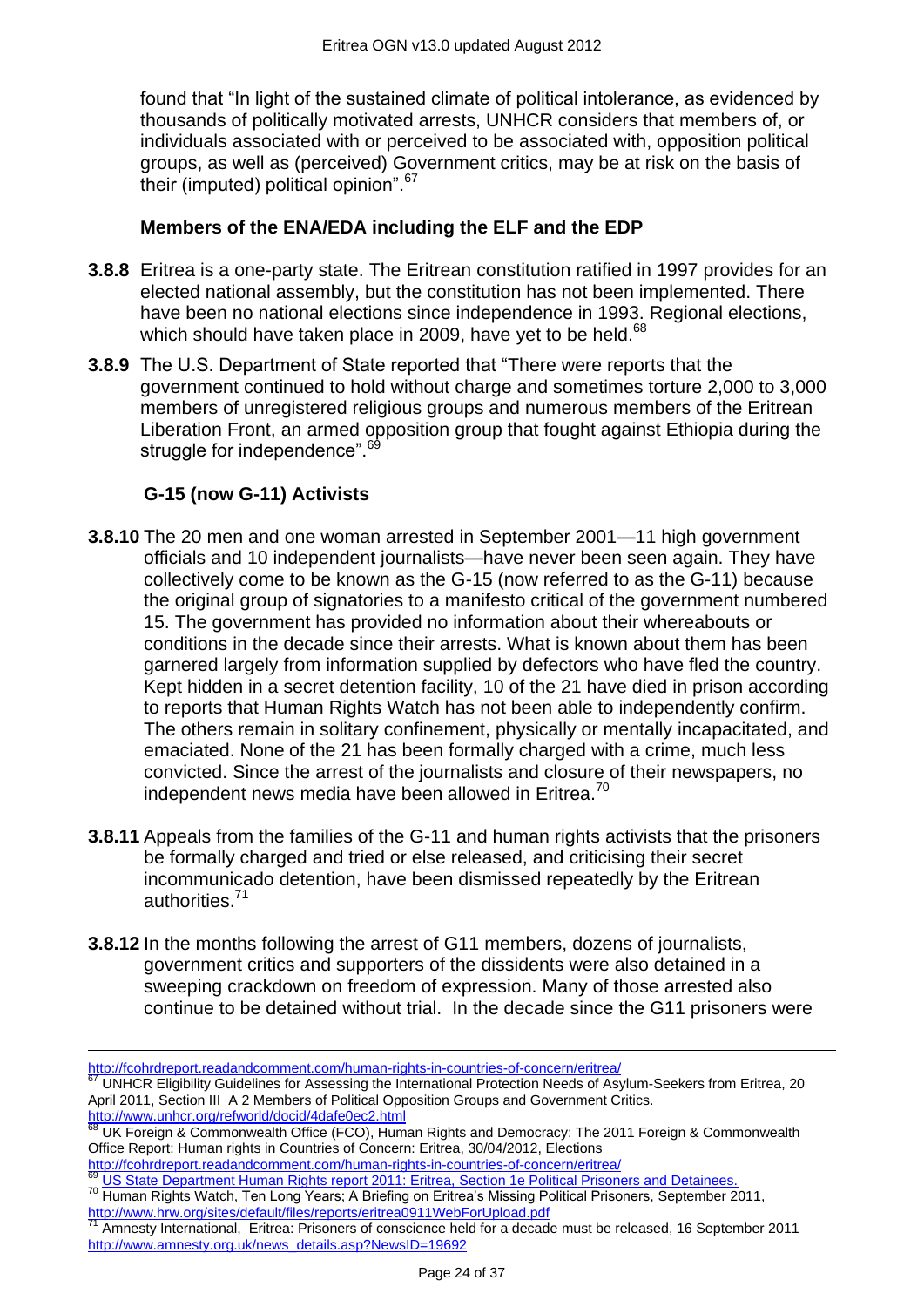found that "In light of the sustained climate of political intolerance, as evidenced by thousands of politically motivated arrests, UNHCR considers that members of, or individuals associated with or perceived to be associated with, opposition political groups, as well as (perceived) Government critics, may be at risk on the basis of their (imputed) political opinion".[67]

**Members of the ENA/EDA including the ELF and the EDP**

**3.8.8** Eritrea is a one-party state. The Eritrean constitution ratified in 1997 provides for an elected national assembly, but the constitution has not been implemented. There have been no national elections since independence in 1993. Regional elections, which should have taken place in 2009, have yet to be held.[68]

**3.8.9** The U.S. Department of State reported that "There were reports that the government continued to hold without charge and sometimes torture 2,000 to 3,000 members of unregistered religious groups and numerous members of the Eritrean Liberation Front, an armed opposition group that fought against Ethiopia during the struggle for independence".[69]

**G-15 (now G-11) Activists**

**3.8.10** The 20 men and one woman arrested in September 2001—11 high government officials and 10 independent journalists—have never been seen again. They have collectively come to be known as the G-15 (now referred to as the G-11) because the original group of signatories to a manifesto critical of the government numbered 15. The government has provided no information about their whereabouts or conditions in the decade since their arrests. What is known about them has been garnered largely from information supplied by defectors who have fled the country. Kept hidden in a secret detention facility, 10 of the 21 have died in prison according to reports that Human Rights Watch has not been able to independently confirm. The others remain in solitary confinement, physically or mentally incapacitated, and emaciated. None of the 21 has been formally charged with a crime, much less convicted. Since the arrest of the journalists and closure of their newspapers, no independent news media have been allowed in Eritrea.[70]

**3.8.11** Appeals from the families of the G-11 and human rights activists that the prisoners be formally charged and tried or else released, and criticising their secret incommunicado detention, have been dismissed repeatedly by the Eritrean authorities.[71]

**3.8.12** In the months following the arrest of G11 members, dozens of journalists, government critics and supporters of the dissidents were also detained in a sweeping crackdown on freedom of expression. Many of those arrested also continue to be detained without trial. In the decade since the G11 prisoners were

---

http://fcohrdreport.readandcomment.com/human-rights-in-countries-of-concern/eritrea/

[67] UNHCR Eligibility Guidelines for Assessing the International Protection Needs of Asylum-Seekers from Eritrea, 20 April 2011, Section III A 2 Members of Political Opposition Groups and Government Critics. http://www.unhcr.org/refworld/docid/4dafe0ec2.html

[68] UK Foreign & Commonwealth Office (FCO), Human Rights and Democracy: The 2011 Foreign & Commonwealth Office Report: Human rights in Countries of Concern: Eritrea, 30/04/2012, Elections http://fcohrdreport.readandcomment.com/human-rights-in-countries-of-concern/eritrea/

[69] US State Department Human Rights report 2011: Eritrea, Section 1e Political Prisoners and Detainees.

[70] Human Rights Watch, Ten Long Years; A Briefing on Eritrea's Missing Political Prisoners, September 2011, http://www.hrw.org/sites/default/files/reports/eritrea0911WebForUpload.pdf

[71] Amnesty International, Eritrea: Prisoners of conscience held for a decade must be released, 16 September 2011 http://www.amnesty.org.uk/news_details.asp?NewsID=19692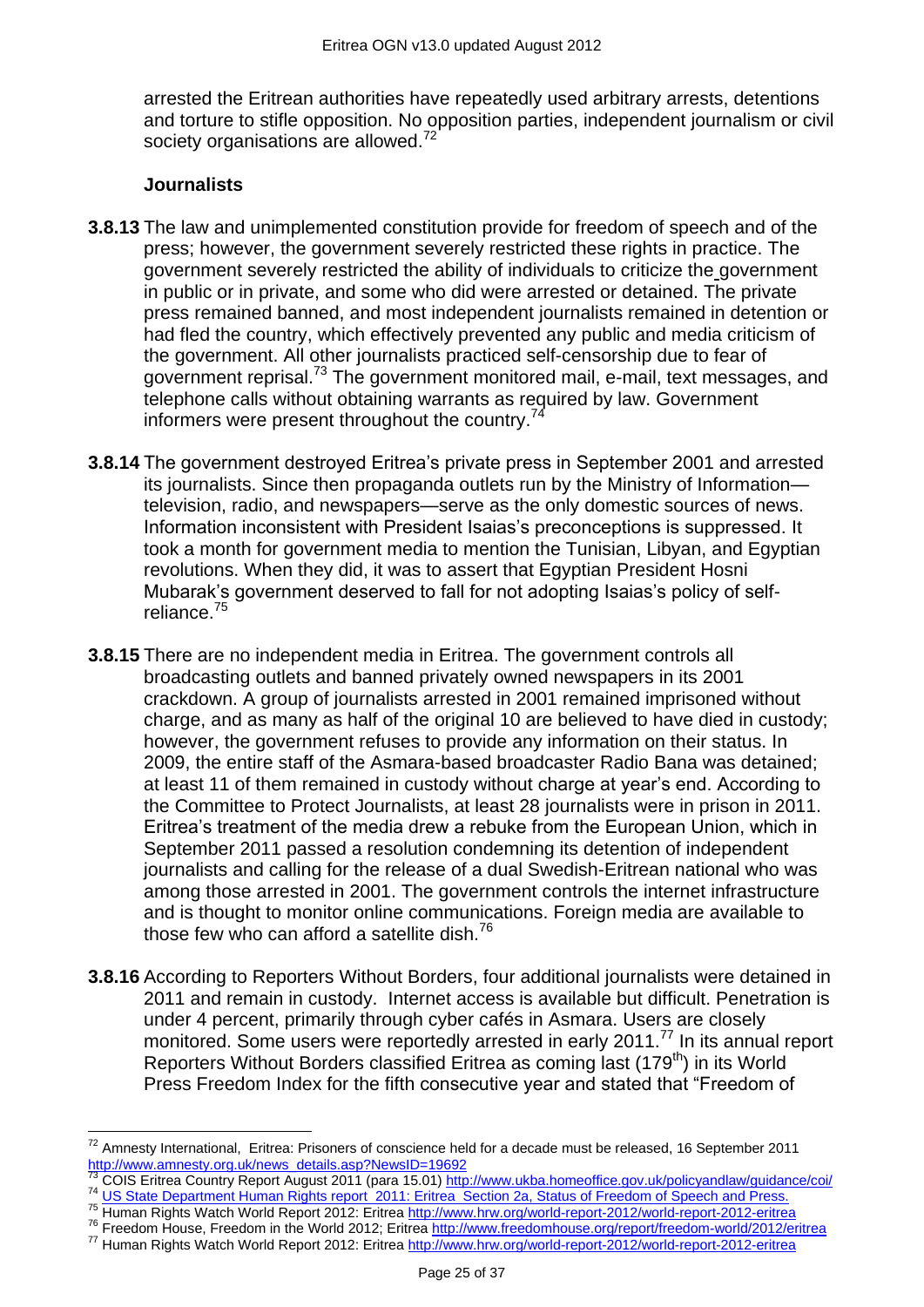arrested the Eritrean authorities have repeatedly used arbitrary arrests, detentions and torture to stifle opposition. No opposition parties, independent journalism or civil society organisations are allowed.[72]

### Journalists

**3.8.13** The law and unimplemented constitution provide for freedom of speech and of the press; however, the government severely restricted these rights in practice. The government severely restricted the ability of individuals to criticize the government in public or in private, and some who did were arrested or detained. The private press remained banned, and most independent journalists remained in detention or had fled the country, which effectively prevented any public and media criticism of the government. All other journalists practiced self-censorship due to fear of government reprisal.[73] The government monitored mail, e-mail, text messages, and telephone calls without obtaining warrants as required by law. Government informers were present throughout the country.[74]

**3.8.14** The government destroyed Eritrea's private press in September 2001 and arrested its journalists. Since then propaganda outlets run by the Ministry of Information—television, radio, and newspapers—serve as the only domestic sources of news. Information inconsistent with President Isaias's preconceptions is suppressed. It took a month for government media to mention the Tunisian, Libyan, and Egyptian revolutions. When they did, it was to assert that Egyptian President Hosni Mubarak's government deserved to fall for not adopting Isaias's policy of self-reliance.[75]

**3.8.15** There are no independent media in Eritrea. The government controls all broadcasting outlets and banned privately owned newspapers in its 2001 crackdown. A group of journalists arrested in 2001 remained imprisoned without charge, and as many as half of the original 10 are believed to have died in custody; however, the government refuses to provide any information on their status. In 2009, the entire staff of the Asmara-based broadcaster Radio Bana was detained; at least 11 of them remained in custody without charge at year's end. According to the Committee to Protect Journalists, at least 28 journalists were in prison in 2011. Eritrea's treatment of the media drew a rebuke from the European Union, which in September 2011 passed a resolution condemning its detention of independent journalists and calling for the release of a dual Swedish-Eritrean national who was among those arrested in 2001. The government controls the internet infrastructure and is thought to monitor online communications. Foreign media are available to those few who can afford a satellite dish.[76]

**3.8.16** According to Reporters Without Borders, four additional journalists were detained in 2011 and remain in custody. Internet access is available but difficult. Penetration is under 4 percent, primarily through cyber cafés in Asmara. Users are closely monitored. Some users were reportedly arrested in early 2011.[77] In its annual report Reporters Without Borders classified Eritrea as coming last (179th) in its World Press Freedom Index for the fifth consecutive year and stated that "Freedom of

---

[72] Amnesty International, Eritrea: Prisoners of conscience held for a decade must be released, 16 September 2011 http://www.amnesty.org.uk/news_details.asp?NewsID=19692

[73] COIS Eritrea Country Report August 2011 (para 15.01) http://www.ukba.homeoffice.gov.uk/policyandlaw/guidance/coi/

[74] US State Department Human Rights report 2011: Eritrea Section 2a, Status of Freedom of Speech and Press.

[75] Human Rights Watch World Report 2012: Eritrea http://www.hrw.org/world-report-2012/world-report-2012-eritrea

[76] Freedom House, Freedom in the World 2012; Eritrea http://www.freedomhouse.org/report/freedom-world/2012/eritrea

[77] Human Rights Watch World Report 2012: Eritrea http://www.hrw.org/world-report-2012/world-report-2012-eritrea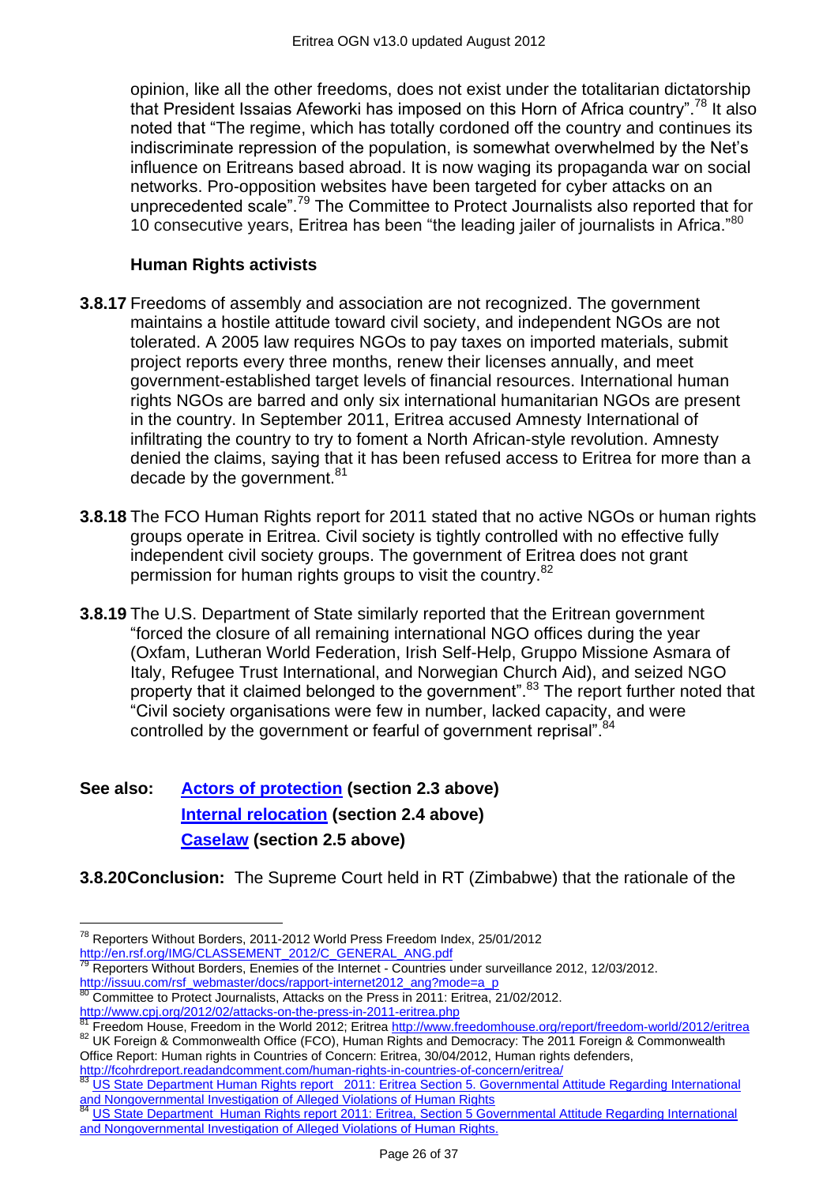opinion, like all the other freedoms, does not exist under the totalitarian dictatorship that President Issaias Afeworki has imposed on this Horn of Africa country".[78] It also noted that "The regime, which has totally cordoned off the country and continues its indiscriminate repression of the population, is somewhat overwhelmed by the Net's influence on Eritreans based abroad. It is now waging its propaganda war on social networks. Pro-opposition websites have been targeted for cyber attacks on an unprecedented scale".[79] The Committee to Protect Journalists also reported that for 10 consecutive years, Eritrea has been "the leading jailer of journalists in Africa."[80]

**Human Rights activists**

**3.8.17** Freedoms of assembly and association are not recognized. The government maintains a hostile attitude toward civil society, and independent NGOs are not tolerated. A 2005 law requires NGOs to pay taxes on imported materials, submit project reports every three months, renew their licenses annually, and meet government-established target levels of financial resources. International human rights NGOs are barred and only six international humanitarian NGOs are present in the country. In September 2011, Eritrea accused Amnesty International of infiltrating the country to try to foment a North African-style revolution. Amnesty denied the claims, saying that it has been refused access to Eritrea for more than a decade by the government.[81]

**3.8.18** The FCO Human Rights report for 2011 stated that no active NGOs or human rights groups operate in Eritrea. Civil society is tightly controlled with no effective fully independent civil society groups. The government of Eritrea does not grant permission for human rights groups to visit the country.[82]

**3.8.19** The U.S. Department of State similarly reported that the Eritrean government "forced the closure of all remaining international NGO offices during the year (Oxfam, Lutheran World Federation, Irish Self-Help, Gruppo Missione Asmara of Italy, Refugee Trust International, and Norwegian Church Aid), and seized NGO property that it claimed belonged to the government".[83] The report further noted that "Civil society organisations were few in number, lacked capacity, and were controlled by the government or fearful of government reprisal".[84]

**See also:** **Actors of protection (section 2.3 above)**
**Internal relocation (section 2.4 above)**
**Caselaw (section 2.5 above)**

**3.8.20 Conclusion:** The Supreme Court held in RT (Zimbabwe) that the rationale of the

---

[78] Reporters Without Borders, 2011-2012 World Press Freedom Index, 25/01/2012 http://en.rsf.org/IMG/CLASSEMENT_2012/C_GENERAL_ANG.pdf

[79] Reporters Without Borders, Enemies of the Internet - Countries under surveillance 2012, 12/03/2012. http://issuu.com/rsf_webmaster/docs/rapport-internet2012_ang?mode=a_p

[80] Committee to Protect Journalists, Attacks on the Press in 2011: Eritrea, 21/02/2012. http://www.cpj.org/2012/02/attacks-on-the-press-in-2011-eritrea.php

[81] Freedom House, Freedom in the World 2012; Eritrea http://www.freedomhouse.org/report/freedom-world/2012/eritrea

[82] UK Foreign & Commonwealth Office (FCO), Human Rights and Democracy: The 2011 Foreign & Commonwealth Office Report: Human rights in Countries of Concern: Eritrea, 30/04/2012, Human rights defenders, http://fcohrdreport.readandcomment.com/human-rights-in-countries-of-concern/eritrea/

[83] US State Department Human Rights report 2011: Eritrea Section 5. Governmental Attitude Regarding International and Nongovernmental Investigation of Alleged Violations of Human Rights

[84] US State Department Human Rights report 2011: Eritrea, Section 5 Governmental Attitude Regarding International and Nongovernmental Investigation of Alleged Violations of Human Rights.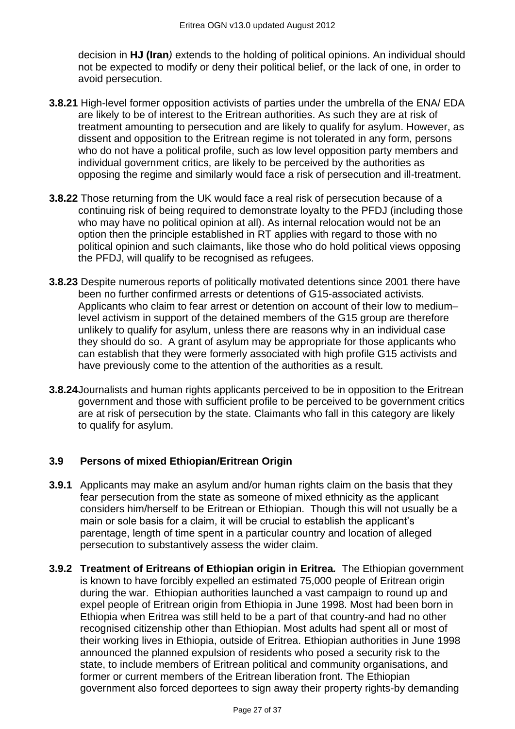decision in **HJ (Iran***)* extends to the holding of political opinions. An individual should not be expected to modify or deny their political belief, or the lack of one, in order to avoid persecution.

**3.8.21** High-level former opposition activists of parties under the umbrella of the ENA/ EDA are likely to be of interest to the Eritrean authorities. As such they are at risk of treatment amounting to persecution and are likely to qualify for asylum. However, as dissent and opposition to the Eritrean regime is not tolerated in any form, persons who do not have a political profile, such as low level opposition party members and individual government critics, are likely to be perceived by the authorities as opposing the regime and similarly would face a risk of persecution and ill-treatment.

**3.8.22** Those returning from the UK would face a real risk of persecution because of a continuing risk of being required to demonstrate loyalty to the PFDJ (including those who may have no political opinion at all). As internal relocation would not be an option then the principle established in RT applies with regard to those with no political opinion and such claimants, like those who do hold political views opposing the PFDJ, will qualify to be recognised as refugees.

**3.8.23** Despite numerous reports of politically motivated detentions since 2001 there have been no further confirmed arrests or detentions of G15-associated activists. Applicants who claim to fear arrest or detention on account of their low to medium–level activism in support of the detained members of the G15 group are therefore unlikely to qualify for asylum, unless there are reasons why in an individual case they should do so. A grant of asylum may be appropriate for those applicants who can establish that they were formerly associated with high profile G15 activists and have previously come to the attention of the authorities as a result.

**3.8.24** Journalists and human rights applicants perceived to be in opposition to the Eritrean government and those with sufficient profile to be perceived to be government critics are at risk of persecution by the state. Claimants who fall in this category are likely to qualify for asylum.

## 3.9 Persons of mixed Ethiopian/Eritrean Origin

**3.9.1** Applicants may make an asylum and/or human rights claim on the basis that they fear persecution from the state as someone of mixed ethnicity as the applicant considers him/herself to be Eritrean or Ethiopian. Though this will not usually be a main or sole basis for a claim, it will be crucial to establish the applicant's parentage, length of time spent in a particular country and location of alleged persecution to substantively assess the wider claim.

**3.9.2** ***Treatment of Eritreans of Ethiopian origin in Eritrea.*** The Ethiopian government is known to have forcibly expelled an estimated 75,000 people of Eritrean origin during the war. Ethiopian authorities launched a vast campaign to round up and expel people of Eritrean origin from Ethiopia in June 1998. Most had been born in Ethiopia when Eritrea was still held to be a part of that country-and had no other recognised citizenship other than Ethiopian. Most adults had spent all or most of their working lives in Ethiopia, outside of Eritrea. Ethiopian authorities in June 1998 announced the planned expulsion of residents who posed a security risk to the state, to include members of Eritrean political and community organisations, and former or current members of the Eritrean liberation front. The Ethiopian government also forced deportees to sign away their property rights-by demanding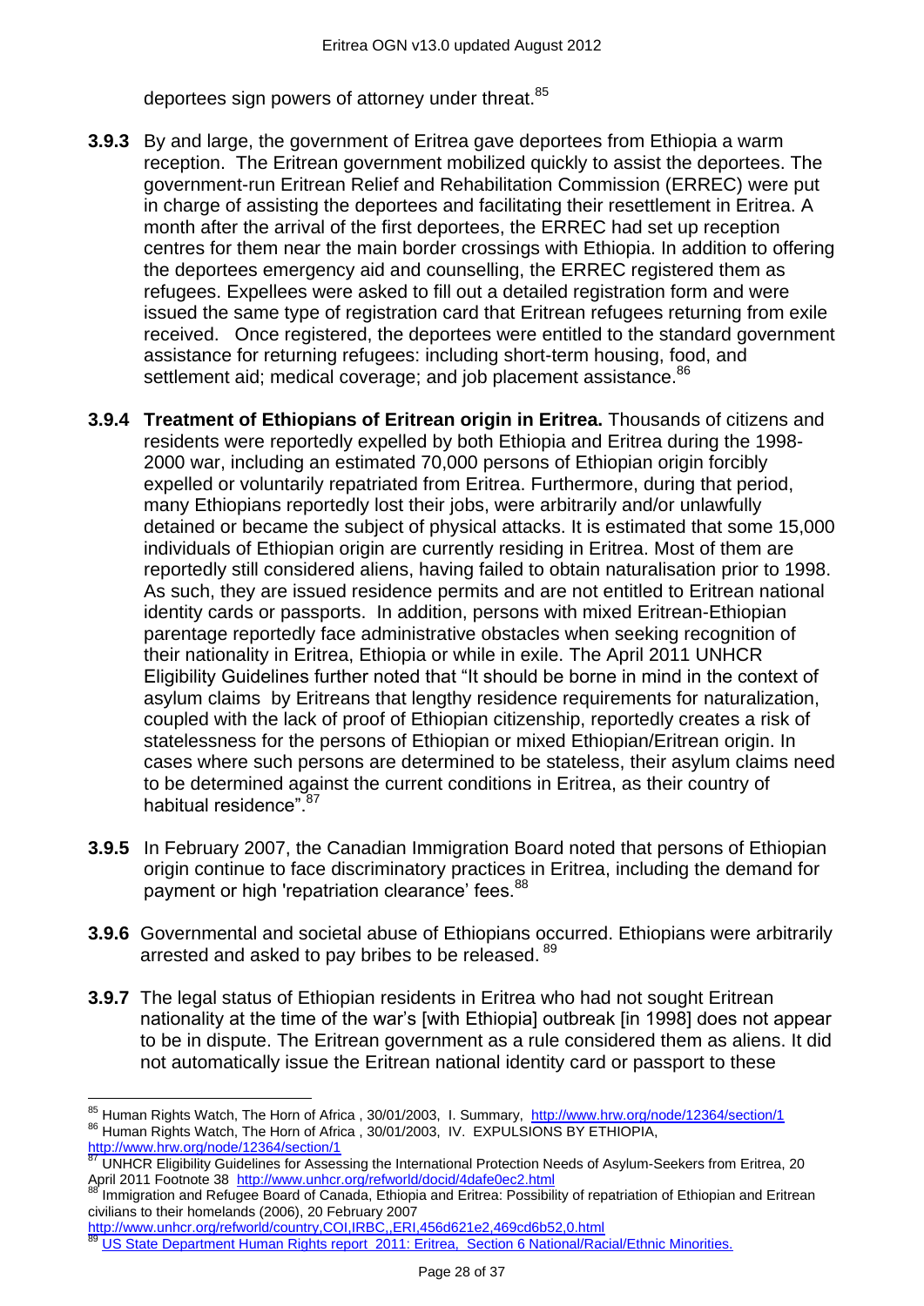deportees sign powers of attorney under threat.[85]

**3.9.3** By and large, the government of Eritrea gave deportees from Ethiopia a warm reception. The Eritrean government mobilized quickly to assist the deportees. The government-run Eritrean Relief and Rehabilitation Commission (ERREC) were put in charge of assisting the deportees and facilitating their resettlement in Eritrea. A month after the arrival of the first deportees, the ERREC had set up reception centres for them near the main border crossings with Ethiopia. In addition to offering the deportees emergency aid and counselling, the ERREC registered them as refugees. Expellees were asked to fill out a detailed registration form and were issued the same type of registration card that Eritrean refugees returning from exile received. Once registered, the deportees were entitled to the standard government assistance for returning refugees: including short-term housing, food, and settlement aid; medical coverage; and job placement assistance.[86]

**3.9.4** **Treatment of Ethiopians of Eritrean origin in Eritrea.** Thousands of citizens and residents were reportedly expelled by both Ethiopia and Eritrea during the 1998-2000 war, including an estimated 70,000 persons of Ethiopian origin forcibly expelled or voluntarily repatriated from Eritrea. Furthermore, during that period, many Ethiopians reportedly lost their jobs, were arbitrarily and/or unlawfully detained or became the subject of physical attacks. It is estimated that some 15,000 individuals of Ethiopian origin are currently residing in Eritrea. Most of them are reportedly still considered aliens, having failed to obtain naturalisation prior to 1998. As such, they are issued residence permits and are not entitled to Eritrean national identity cards or passports. In addition, persons with mixed Eritrean-Ethiopian parentage reportedly face administrative obstacles when seeking recognition of their nationality in Eritrea, Ethiopia or while in exile. The April 2011 UNHCR Eligibility Guidelines further noted that "It should be borne in mind in the context of asylum claims by Eritreans that lengthy residence requirements for naturalization, coupled with the lack of proof of Ethiopian citizenship, reportedly creates a risk of statelessness for the persons of Ethiopian or mixed Ethiopian/Eritrean origin. In cases where such persons are determined to be stateless, their asylum claims need to be determined against the current conditions in Eritrea, as their country of habitual residence".[87]

**3.9.5** In February 2007, the Canadian Immigration Board noted that persons of Ethiopian origin continue to face discriminatory practices in Eritrea, including the demand for payment or high 'repatriation clearance' fees.[88]

**3.9.6** Governmental and societal abuse of Ethiopians occurred. Ethiopians were arbitrarily arrested and asked to pay bribes to be released. [89]

**3.9.7** The legal status of Ethiopian residents in Eritrea who had not sought Eritrean nationality at the time of the war's [with Ethiopia] outbreak [in 1998] does not appear to be in dispute. The Eritrean government as a rule considered them as aliens. It did not automatically issue the Eritrean national identity card or passport to these

---

[85] Human Rights Watch, The Horn of Africa , 30/01/2003, I. Summary, http://www.hrw.org/node/12364/section/1

[86] Human Rights Watch, The Horn of Africa , 30/01/2003, IV. EXPULSIONS BY ETHIOPIA, http://www.hrw.org/node/12364/section/1

[87] UNHCR Eligibility Guidelines for Assessing the International Protection Needs of Asylum-Seekers from Eritrea, 20 April 2011 Footnote 38 http://www.unhcr.org/refworld/docid/4dafe0ec2.html

[88] Immigration and Refugee Board of Canada, Ethiopia and Eritrea: Possibility of repatriation of Ethiopian and Eritrean civilians to their homelands (2006), 20 February 2007 http://www.unhcr.org/refworld/country,COI,IRBC,,ERI,456d621e2,469cd6b52,0.html

[89] US State Department Human Rights report 2011: Eritrea, Section 6 National/Racial/Ethnic Minorities.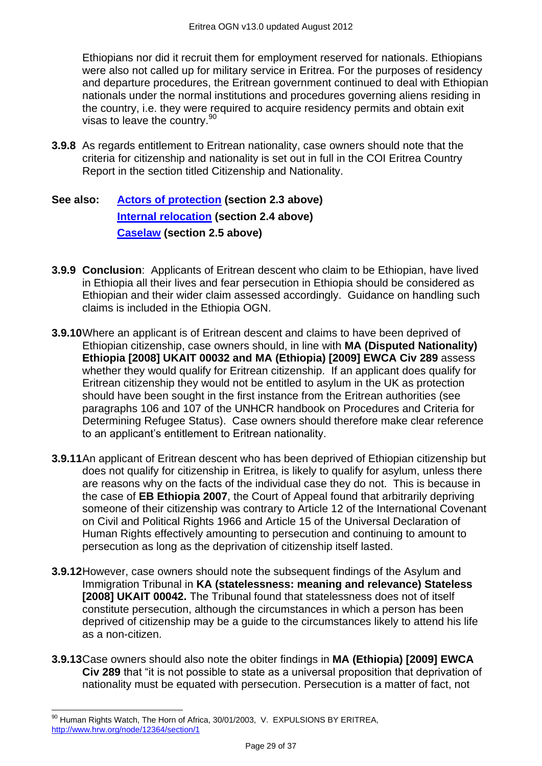Ethiopians nor did it recruit them for employment reserved for nationals. Ethiopians were also not called up for military service in Eritrea. For the purposes of residency and departure procedures, the Eritrean government continued to deal with Ethiopian nationals under the normal institutions and procedures governing aliens residing in the country, i.e. they were required to acquire residency permits and obtain exit visas to leave the country.[90]

**3.9.8** As regards entitlement to Eritrean nationality, case owners should note that the criteria for citizenship and nationality is set out in full in the COI Eritrea Country Report in the section titled Citizenship and Nationality.

**See also:** **[Actors of protection](#) (section 2.3 above)**
**[Internal relocation](#) (section 2.4 above)**
**[Caselaw](#) (section 2.5 above)**

**3.9.9** **Conclusion**: Applicants of Eritrean descent who claim to be Ethiopian, have lived in Ethiopia all their lives and fear persecution in Ethiopia should be considered as Ethiopian and their wider claim assessed accordingly. Guidance on handling such claims is included in the Ethiopia OGN.

**3.9.10** Where an applicant is of Eritrean descent and claims to have been deprived of Ethiopian citizenship, case owners should, in line with **MA (Disputed Nationality) Ethiopia [2008] UKAIT 00032 and MA (Ethiopia) [2009] EWCA Civ 289** assess whether they would qualify for Eritrean citizenship. If an applicant does qualify for Eritrean citizenship they would not be entitled to asylum in the UK as protection should have been sought in the first instance from the Eritrean authorities (see paragraphs 106 and 107 of the UNHCR handbook on Procedures and Criteria for Determining Refugee Status). Case owners should therefore make clear reference to an applicant's entitlement to Eritrean nationality.

**3.9.11** An applicant of Eritrean descent who has been deprived of Ethiopian citizenship but does not qualify for citizenship in Eritrea, is likely to qualify for asylum, unless there are reasons why on the facts of the individual case they do not. This is because in the case of **EB Ethiopia 2007**, the Court of Appeal found that arbitrarily depriving someone of their citizenship was contrary to Article 12 of the International Covenant on Civil and Political Rights 1966 and Article 15 of the Universal Declaration of Human Rights effectively amounting to persecution and continuing to amount to persecution as long as the deprivation of citizenship itself lasted.

**3.9.12** However, case owners should note the subsequent findings of the Asylum and Immigration Tribunal in **KA (statelessness: meaning and relevance) Stateless [2008] UKAIT 00042.** The Tribunal found that statelessness does not of itself constitute persecution, although the circumstances in which a person has been deprived of citizenship may be a guide to the circumstances likely to attend his life as a non-citizen.

**3.9.13** Case owners should also note the obiter findings in **MA (Ethiopia) [2009] EWCA Civ 289** that "it is not possible to state as a universal proposition that deprivation of nationality must be equated with persecution. Persecution is a matter of fact, not

---

[90] Human Rights Watch, The Horn of Africa, 30/01/2003, V. EXPULSIONS BY ERITREA, http://www.hrw.org/node/12364/section/1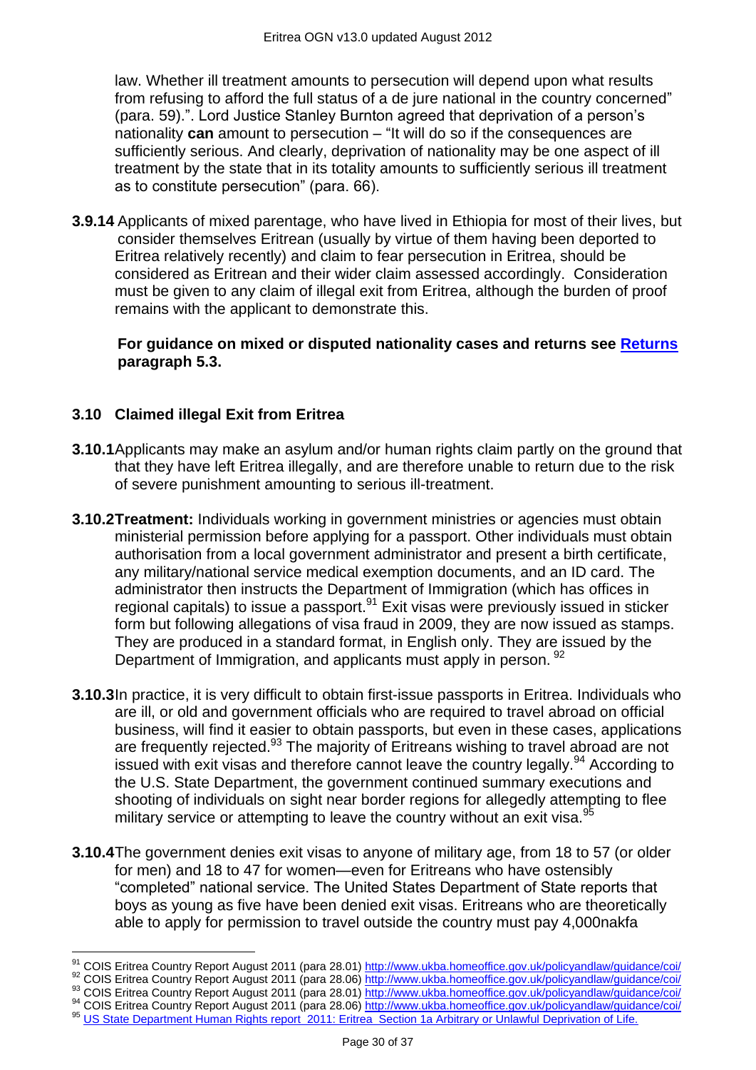law. Whether ill treatment amounts to persecution will depend upon what results from refusing to afford the full status of a de jure national in the country concerned" (para. 59).". Lord Justice Stanley Burnton agreed that deprivation of a person's nationality **can** amount to persecution – "It will do so if the consequences are sufficiently serious. And clearly, deprivation of nationality may be one aspect of ill treatment by the state that in its totality amounts to sufficiently serious ill treatment as to constitute persecution" (para. 66).

**3.9.14** Applicants of mixed parentage, who have lived in Ethiopia for most of their lives, but consider themselves Eritrean (usually by virtue of them having been deported to Eritrea relatively recently) and claim to fear persecution in Eritrea, should be considered as Eritrean and their wider claim assessed accordingly. Consideration must be given to any claim of illegal exit from Eritrea, although the burden of proof remains with the applicant to demonstrate this.

**For guidance on mixed or disputed nationality cases and returns see Returns paragraph 5.3.**

### 3.10 Claimed illegal Exit from Eritrea

**3.10.1** Applicants may make an asylum and/or human rights claim partly on the ground that that they have left Eritrea illegally, and are therefore unable to return due to the risk of severe punishment amounting to serious ill-treatment.

**3.10.2 Treatment:** Individuals working in government ministries or agencies must obtain ministerial permission before applying for a passport. Other individuals must obtain authorisation from a local government administrator and present a birth certificate, any military/national service medical exemption documents, and an ID card. The administrator then instructs the Department of Immigration (which has offices in regional capitals) to issue a passport.[91] Exit visas were previously issued in sticker form but following allegations of visa fraud in 2009, they are now issued as stamps. They are produced in a standard format, in English only. They are issued by the Department of Immigration, and applicants must apply in person.[92]

**3.10.3** In practice, it is very difficult to obtain first-issue passports in Eritrea. Individuals who are ill, or old and government officials who are required to travel abroad on official business, will find it easier to obtain passports, but even in these cases, applications are frequently rejected.[93] The majority of Eritreans wishing to travel abroad are not issued with exit visas and therefore cannot leave the country legally.[94] According to the U.S. State Department, the government continued summary executions and shooting of individuals on sight near border regions for allegedly attempting to flee military service or attempting to leave the country without an exit visa.[95]

**3.10.4** The government denies exit visas to anyone of military age, from 18 to 57 (or older for men) and 18 to 47 for women—even for Eritreans who have ostensibly "completed" national service. The United States Department of State reports that boys as young as five have been denied exit visas. Eritreans who are theoretically able to apply for permission to travel outside the country must pay 4,000nakfa

---

[91] COIS Eritrea Country Report August 2011 (para 28.01) http://www.ukba.homeoffice.gov.uk/policyandlaw/guidance/coi/
[92] COIS Eritrea Country Report August 2011 (para 28.06) http://www.ukba.homeoffice.gov.uk/policyandlaw/guidance/coi/
[93] COIS Eritrea Country Report August 2011 (para 28.01) http://www.ukba.homeoffice.gov.uk/policyandlaw/guidance/coi/
[94] COIS Eritrea Country Report August 2011 (para 28.06) http://www.ukba.homeoffice.gov.uk/policyandlaw/guidance/coi/
[95] US State Department Human Rights report 2011: Eritrea Section 1a Arbitrary or Unlawful Deprivation of Life.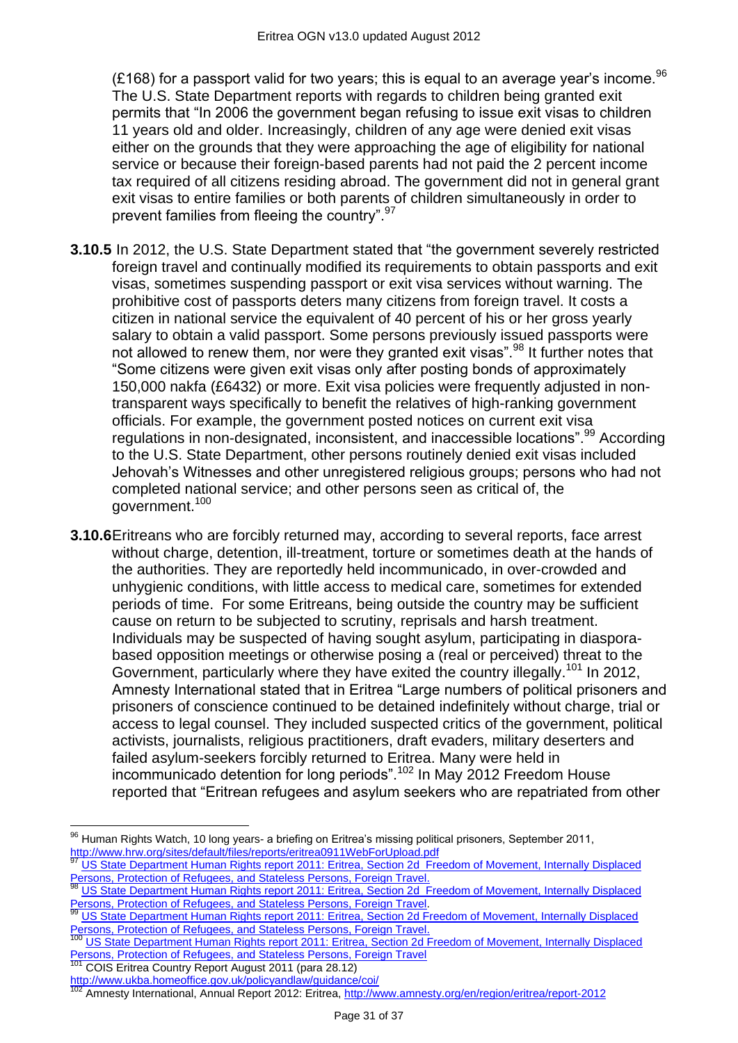(£168) for a passport valid for two years; this is equal to an average year's income.[96] The U.S. State Department reports with regards to children being granted exit permits that "In 2006 the government began refusing to issue exit visas to children 11 years old and older. Increasingly, children of any age were denied exit visas either on the grounds that they were approaching the age of eligibility for national service or because their foreign-based parents had not paid the 2 percent income tax required of all citizens residing abroad. The government did not in general grant exit visas to entire families or both parents of children simultaneously in order to prevent families from fleeing the country".[97]

**3.10.5** In 2012, the U.S. State Department stated that "the government severely restricted foreign travel and continually modified its requirements to obtain passports and exit visas, sometimes suspending passport or exit visa services without warning. The prohibitive cost of passports deters many citizens from foreign travel. It costs a citizen in national service the equivalent of 40 percent of his or her gross yearly salary to obtain a valid passport. Some persons previously issued passports were not allowed to renew them, nor were they granted exit visas".[98] It further notes that "Some citizens were given exit visas only after posting bonds of approximately 150,000 nakfa (£6432) or more. Exit visa policies were frequently adjusted in non-transparent ways specifically to benefit the relatives of high-ranking government officials. For example, the government posted notices on current exit visa regulations in non-designated, inconsistent, and inaccessible locations".[99] According to the U.S. State Department, other persons routinely denied exit visas included Jehovah's Witnesses and other unregistered religious groups; persons who had not completed national service; and other persons seen as critical of, the government.[100]

**3.10.6** Eritreans who are forcibly returned may, according to several reports, face arrest without charge, detention, ill-treatment, torture or sometimes death at the hands of the authorities. They are reportedly held incommunicado, in over-crowded and unhygienic conditions, with little access to medical care, sometimes for extended periods of time. For some Eritreans, being outside the country may be sufficient cause on return to be subjected to scrutiny, reprisals and harsh treatment. Individuals may be suspected of having sought asylum, participating in diaspora-based opposition meetings or otherwise posing a (real or perceived) threat to the Government, particularly where they have exited the country illegally.[101] In 2012, Amnesty International stated that in Eritrea "Large numbers of political prisoners and prisoners of conscience continued to be detained indefinitely without charge, trial or access to legal counsel. They included suspected critics of the government, political activists, journalists, religious practitioners, draft evaders, military deserters and failed asylum-seekers forcibly returned to Eritrea. Many were held in incommunicado detention for long periods".[102] In May 2012 Freedom House reported that "Eritrean refugees and asylum seekers who are repatriated from other

---

[96] Human Rights Watch, 10 long years- a briefing on Eritrea's missing political prisoners, September 2011, http://www.hrw.org/sites/default/files/reports/eritrea0911WebForUpload.pdf

[97] US State Department Human Rights report 2011: Eritrea, Section 2d Freedom of Movement, Internally Displaced Persons, Protection of Refugees, and Stateless Persons, Foreign Travel.

[98] US State Department Human Rights report 2011: Eritrea, Section 2d Freedom of Movement, Internally Displaced Persons, Protection of Refugees, and Stateless Persons, Foreign Travel.

[99] US State Department Human Rights report 2011: Eritrea, Section 2d Freedom of Movement, Internally Displaced Persons, Protection of Refugees, and Stateless Persons, Foreign Travel.

[100] US State Department Human Rights report 2011: Eritrea, Section 2d Freedom of Movement, Internally Displaced Persons, Protection of Refugees, and Stateless Persons, Foreign Travel

[101] COIS Eritrea Country Report August 2011 (para 28.12) http://www.ukba.homeoffice.gov.uk/policyandlaw/guidance/coi/

[102] Amnesty International, Annual Report 2012: Eritrea, http://www.amnesty.org/en/region/eritrea/report-2012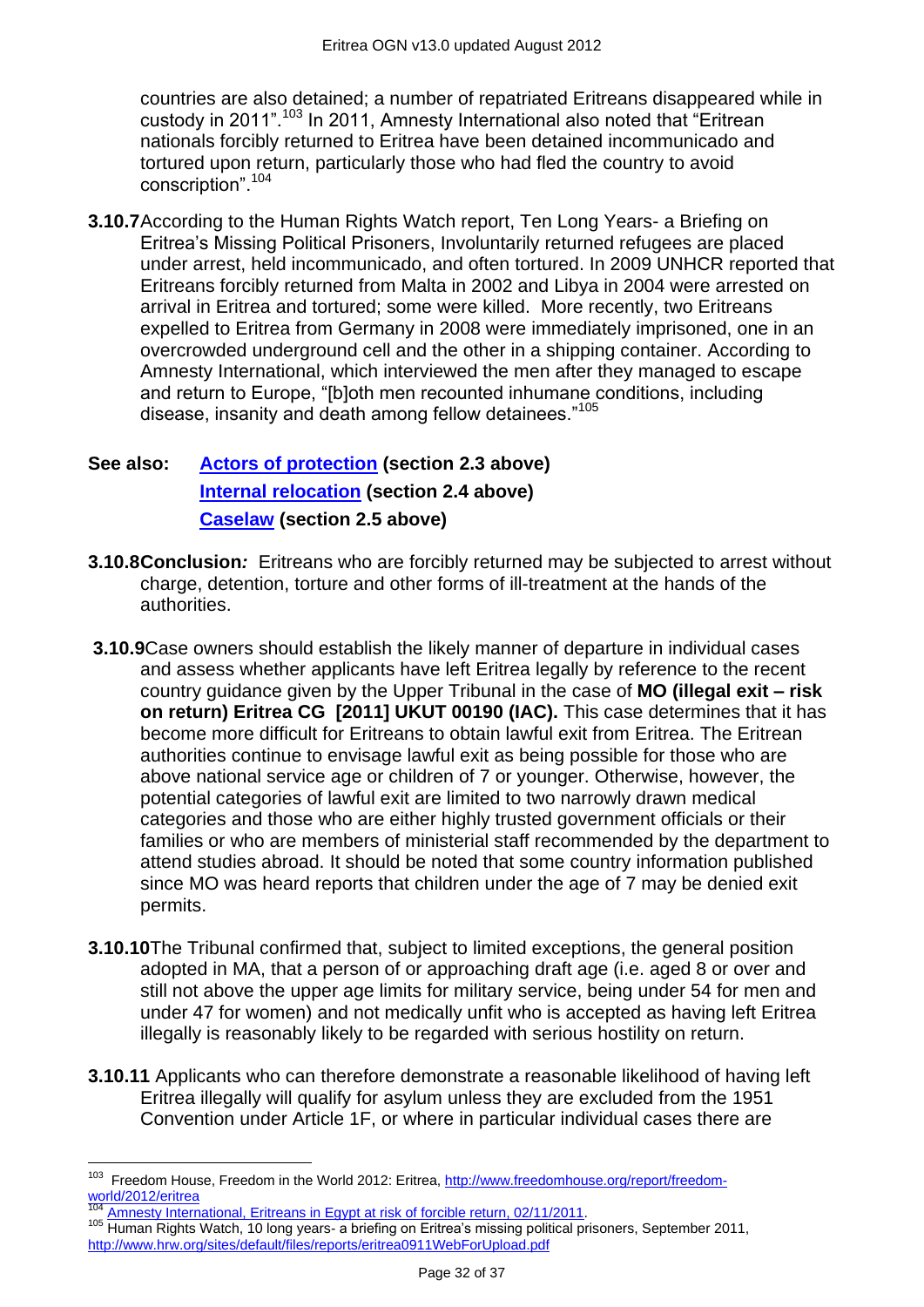countries are also detained; a number of repatriated Eritreans disappeared while in custody in 2011".[103] In 2011, Amnesty International also noted that "Eritrean nationals forcibly returned to Eritrea have been detained incommunicado and tortured upon return, particularly those who had fled the country to avoid conscription".[104]

**3.10.7** According to the Human Rights Watch report, Ten Long Years- a Briefing on Eritrea's Missing Political Prisoners, Involuntarily returned refugees are placed under arrest, held incommunicado, and often tortured. In 2009 UNHCR reported that Eritreans forcibly returned from Malta in 2002 and Libya in 2004 were arrested on arrival in Eritrea and tortured; some were killed. More recently, two Eritreans expelled to Eritrea from Germany in 2008 were immediately imprisoned, one in an overcrowded underground cell and the other in a shipping container. According to Amnesty International, which interviewed the men after they managed to escape and return to Europe, "[b]oth men recounted inhumane conditions, including disease, insanity and death among fellow detainees."[105]

**See also: Actors of protection (section 2.3 above)**
**Internal relocation (section 2.4 above)**
**Caselaw (section 2.5 above)**

**3.10.8 Conclusion***:* Eritreans who are forcibly returned may be subjected to arrest without charge, detention, torture and other forms of ill-treatment at the hands of the authorities.

**3.10.9** Case owners should establish the likely manner of departure in individual cases and assess whether applicants have left Eritrea legally by reference to the recent country guidance given by the Upper Tribunal in the case of **MO (illegal exit – risk on return) Eritrea CG [2011] UKUT 00190 (IAC).** This case determines that it has become more difficult for Eritreans to obtain lawful exit from Eritrea. The Eritrean authorities continue to envisage lawful exit as being possible for those who are above national service age or children of 7 or younger. Otherwise, however, the potential categories of lawful exit are limited to two narrowly drawn medical categories and those who are either highly trusted government officials or their families or who are members of ministerial staff recommended by the department to attend studies abroad. It should be noted that some country information published since MO was heard reports that children under the age of 7 may be denied exit permits.

**3.10.10** The Tribunal confirmed that, subject to limited exceptions, the general position adopted in MA, that a person of or approaching draft age (i.e. aged 8 or over and still not above the upper age limits for military service, being under 54 for men and under 47 for women) and not medically unfit who is accepted as having left Eritrea illegally is reasonably likely to be regarded with serious hostility on return.

**3.10.11** Applicants who can therefore demonstrate a reasonable likelihood of having left Eritrea illegally will qualify for asylum unless they are excluded from the 1951 Convention under Article 1F, or where in particular individual cases there are

---

[103] Freedom House, Freedom in the World 2012: Eritrea, http://www.freedomhouse.org/report/freedom-world/2012/eritrea

[104] Amnesty International, Eritreans in Egypt at risk of forcible return, 02/11/2011.

[105] Human Rights Watch, 10 long years- a briefing on Eritrea's missing political prisoners, September 2011, http://www.hrw.org/sites/default/files/reports/eritrea0911WebForUpload.pdf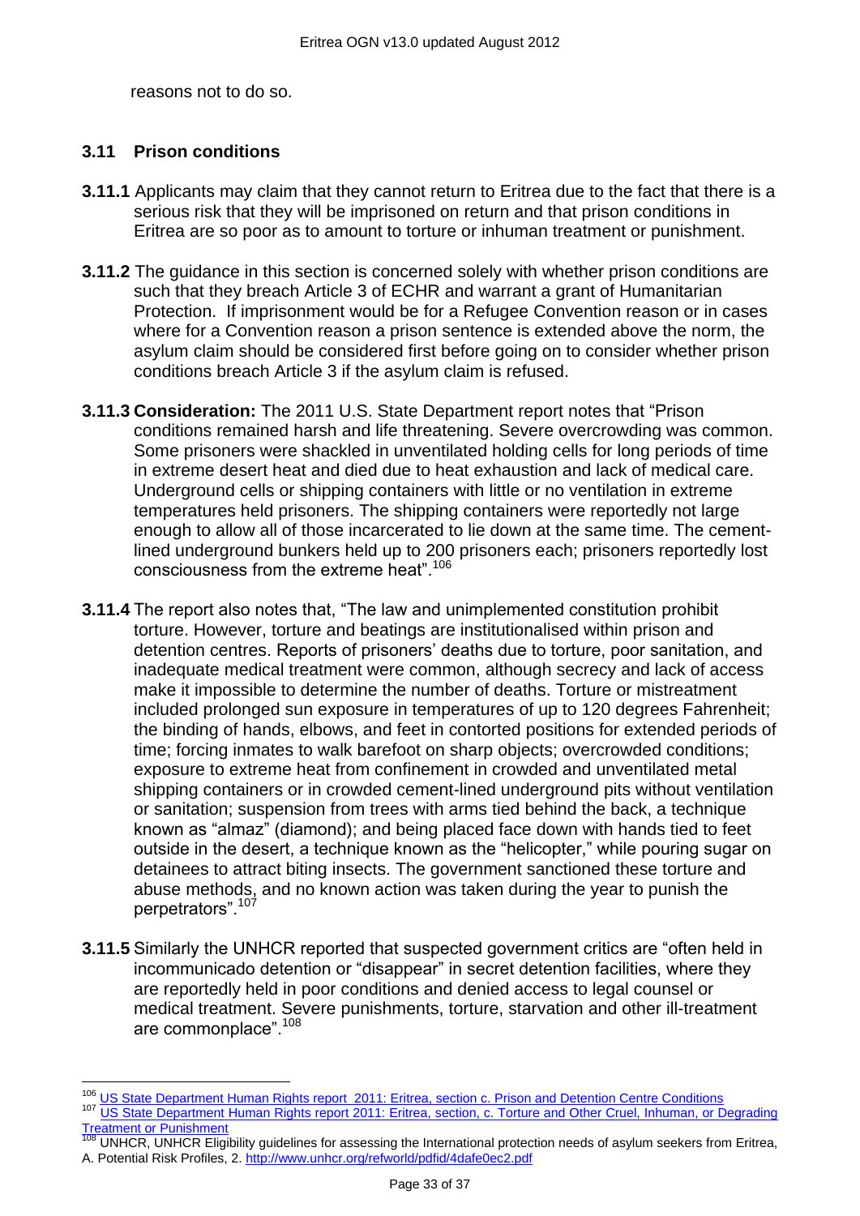reasons not to do so.

### 3.11 Prison conditions

**3.11.1** Applicants may claim that they cannot return to Eritrea due to the fact that there is a serious risk that they will be imprisoned on return and that prison conditions in Eritrea are so poor as to amount to torture or inhuman treatment or punishment.

**3.11.2** The guidance in this section is concerned solely with whether prison conditions are such that they breach Article 3 of ECHR and warrant a grant of Humanitarian Protection. If imprisonment would be for a Refugee Convention reason or in cases where for a Convention reason a prison sentence is extended above the norm, the asylum claim should be considered first before going on to consider whether prison conditions breach Article 3 if the asylum claim is refused.

**3.11.3 Consideration:** The 2011 U.S. State Department report notes that "Prison conditions remained harsh and life threatening. Severe overcrowding was common. Some prisoners were shackled in unventilated holding cells for long periods of time in extreme desert heat and died due to heat exhaustion and lack of medical care. Underground cells or shipping containers with little or no ventilation in extreme temperatures held prisoners. The shipping containers were reportedly not large enough to allow all of those incarcerated to lie down at the same time. The cement-lined underground bunkers held up to 200 prisoners each; prisoners reportedly lost consciousness from the extreme heat".[106]

**3.11.4** The report also notes that, "The law and unimplemented constitution prohibit torture. However, torture and beatings are institutionalised within prison and detention centres. Reports of prisoners' deaths due to torture, poor sanitation, and inadequate medical treatment were common, although secrecy and lack of access make it impossible to determine the number of deaths. Torture or mistreatment included prolonged sun exposure in temperatures of up to 120 degrees Fahrenheit; the binding of hands, elbows, and feet in contorted positions for extended periods of time; forcing inmates to walk barefoot on sharp objects; overcrowded conditions; exposure to extreme heat from confinement in crowded and unventilated metal shipping containers or in crowded cement-lined underground pits without ventilation or sanitation; suspension from trees with arms tied behind the back, a technique known as "almaz" (diamond); and being placed face down with hands tied to feet outside in the desert, a technique known as the "helicopter," while pouring sugar on detainees to attract biting insects. The government sanctioned these torture and abuse methods, and no known action was taken during the year to punish the perpetrators".[107]

**3.11.5** Similarly the UNHCR reported that suspected government critics are "often held in incommunicado detention or "disappear" in secret detention facilities, where they are reportedly held in poor conditions and denied access to legal counsel or medical treatment. Severe punishments, torture, starvation and other ill-treatment are commonplace".[108]

---

[106] US State Department Human Rights report 2011: Eritrea, section c. Prison and Detention Centre Conditions

[107] US State Department Human Rights report 2011: Eritrea, section, c. Torture and Other Cruel, Inhuman, or Degrading Treatment or Punishment

[108] UNHCR, UNHCR Eligibility guidelines for assessing the International protection needs of asylum seekers from Eritrea, A. Potential Risk Profiles, 2. http://www.unhcr.org/refworld/pdfid/4dafe0ec2.pdf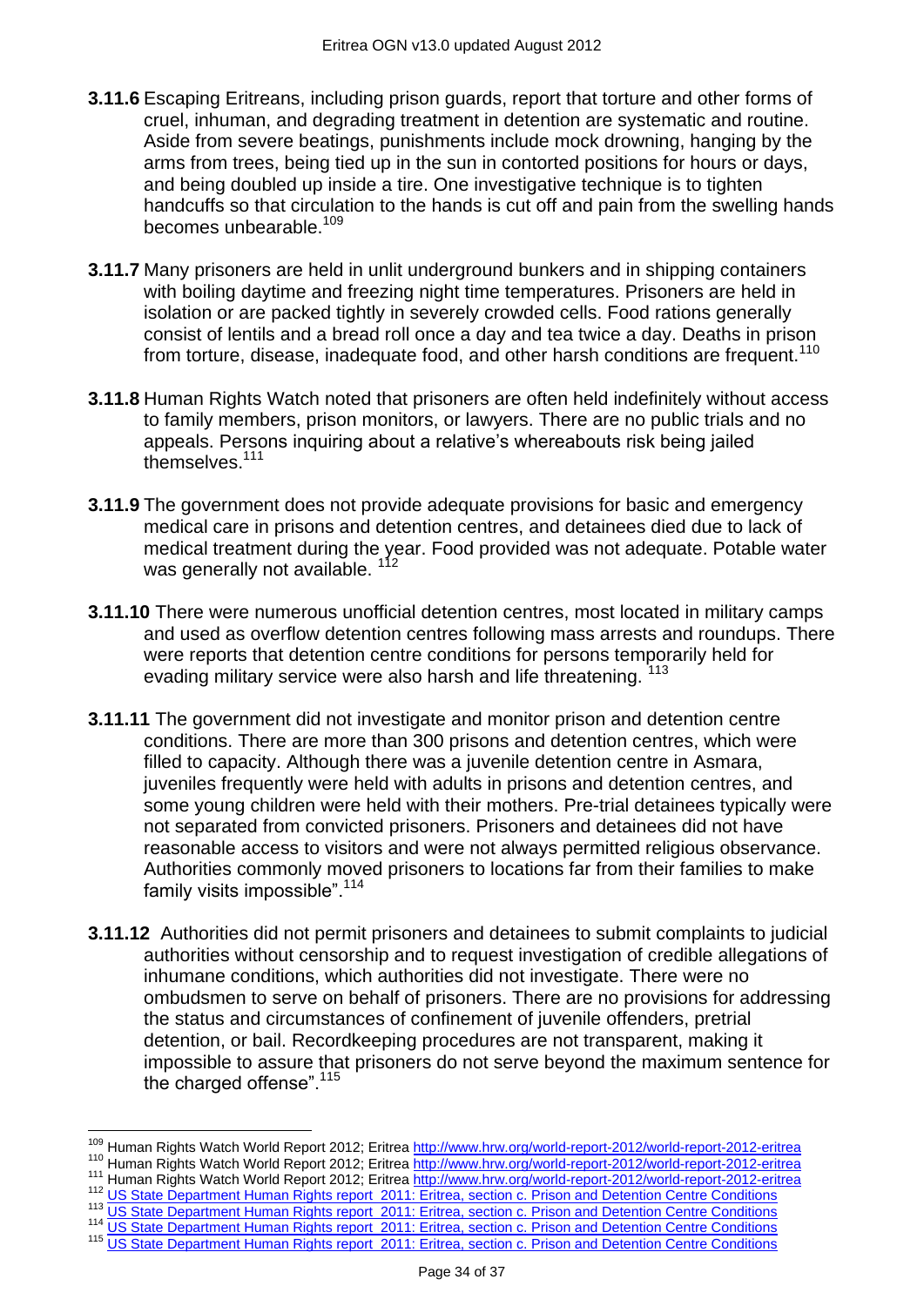**3.11.6** Escaping Eritreans, including prison guards, report that torture and other forms of cruel, inhuman, and degrading treatment in detention are systematic and routine. Aside from severe beatings, punishments include mock drowning, hanging by the arms from trees, being tied up in the sun in contorted positions for hours or days, and being doubled up inside a tire. One investigative technique is to tighten handcuffs so that circulation to the hands is cut off and pain from the swelling hands becomes unbearable.[109]

**3.11.7** Many prisoners are held in unlit underground bunkers and in shipping containers with boiling daytime and freezing night time temperatures. Prisoners are held in isolation or are packed tightly in severely crowded cells. Food rations generally consist of lentils and a bread roll once a day and tea twice a day. Deaths in prison from torture, disease, inadequate food, and other harsh conditions are frequent.[110]

**3.11.8** Human Rights Watch noted that prisoners are often held indefinitely without access to family members, prison monitors, or lawyers. There are no public trials and no appeals. Persons inquiring about a relative's whereabouts risk being jailed themselves.[111]

**3.11.9** The government does not provide adequate provisions for basic and emergency medical care in prisons and detention centres, and detainees died due to lack of medical treatment during the year. Food provided was not adequate. Potable water was generally not available. [112]

**3.11.10** There were numerous unofficial detention centres, most located in military camps and used as overflow detention centres following mass arrests and roundups. There were reports that detention centre conditions for persons temporarily held for evading military service were also harsh and life threatening. [113]

**3.11.11** The government did not investigate and monitor prison and detention centre conditions. There are more than 300 prisons and detention centres, which were filled to capacity. Although there was a juvenile detention centre in Asmara, juveniles frequently were held with adults in prisons and detention centres, and some young children were held with their mothers. Pre-trial detainees typically were not separated from convicted prisoners. Prisoners and detainees did not have reasonable access to visitors and were not always permitted religious observance. Authorities commonly moved prisoners to locations far from their families to make family visits impossible".[114]

**3.11.12** Authorities did not permit prisoners and detainees to submit complaints to judicial authorities without censorship and to request investigation of credible allegations of inhumane conditions, which authorities did not investigate. There were no ombudsmen to serve on behalf of prisoners. There are no provisions for addressing the status and circumstances of confinement of juvenile offenders, pretrial detention, or bail. Recordkeeping procedures are not transparent, making it impossible to assure that prisoners do not serve beyond the maximum sentence for the charged offense".[115]

---

[109] Human Rights Watch World Report 2012; Eritrea http://www.hrw.org/world-report-2012/world-report-2012-eritrea
[110] Human Rights Watch World Report 2012; Eritrea http://www.hrw.org/world-report-2012/world-report-2012-eritrea
[111] Human Rights Watch World Report 2012; Eritrea http://www.hrw.org/world-report-2012/world-report-2012-eritrea
[112] US State Department Human Rights report 2011: Eritrea, section c. Prison and Detention Centre Conditions
[113] US State Department Human Rights report 2011: Eritrea, section c. Prison and Detention Centre Conditions
[114] US State Department Human Rights report 2011: Eritrea, section c. Prison and Detention Centre Conditions
[115] US State Department Human Rights report 2011: Eritrea, section c. Prison and Detention Centre Conditions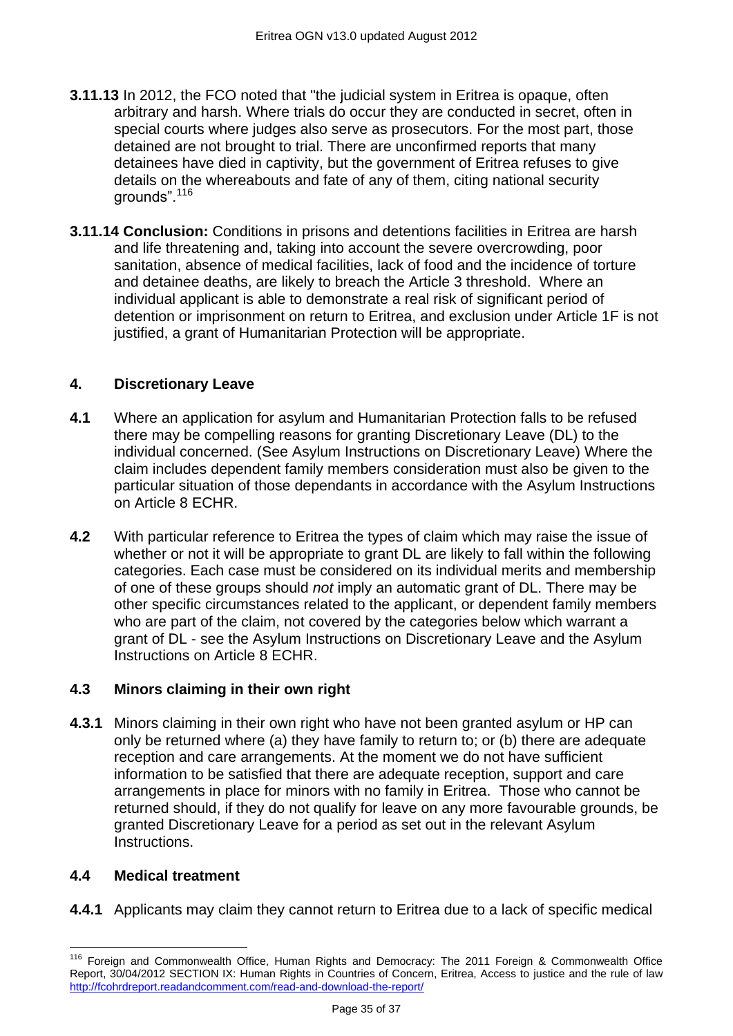**3.11.13** In 2012, the FCO noted that "the judicial system in Eritrea is opaque, often arbitrary and harsh. Where trials do occur they are conducted in secret, often in special courts where judges also serve as prosecutors. For the most part, those detained are not brought to trial. There are unconfirmed reports that many detainees have died in captivity, but the government of Eritrea refuses to give details on the whereabouts and fate of any of them, citing national security grounds".[116]

**3.11.14 Conclusion:** Conditions in prisons and detentions facilities in Eritrea are harsh and life threatening and, taking into account the severe overcrowding, poor sanitation, absence of medical facilities, lack of food and the incidence of torture and detainee deaths, are likely to breach the Article 3 threshold. Where an individual applicant is able to demonstrate a real risk of significant period of detention or imprisonment on return to Eritrea, and exclusion under Article 1F is not justified, a grant of Humanitarian Protection will be appropriate.

## 4. Discretionary Leave

**4.1** Where an application for asylum and Humanitarian Protection falls to be refused there may be compelling reasons for granting Discretionary Leave (DL) to the individual concerned. (See Asylum Instructions on Discretionary Leave) Where the claim includes dependent family members consideration must also be given to the particular situation of those dependants in accordance with the Asylum Instructions on Article 8 ECHR.

**4.2** With particular reference to Eritrea the types of claim which may raise the issue of whether or not it will be appropriate to grant DL are likely to fall within the following categories. Each case must be considered on its individual merits and membership of one of these groups should *not* imply an automatic grant of DL. There may be other specific circumstances related to the applicant, or dependent family members who are part of the claim, not covered by the categories below which warrant a grant of DL - see the Asylum Instructions on Discretionary Leave and the Asylum Instructions on Article 8 ECHR.

### 4.3 Minors claiming in their own right

**4.3.1** Minors claiming in their own right who have not been granted asylum or HP can only be returned where (a) they have family to return to; or (b) there are adequate reception and care arrangements. At the moment we do not have sufficient information to be satisfied that there are adequate reception, support and care arrangements in place for minors with no family in Eritrea. Those who cannot be returned should, if they do not qualify for leave on any more favourable grounds, be granted Discretionary Leave for a period as set out in the relevant Asylum Instructions.

### 4.4 Medical treatment

**4.4.1** Applicants may claim they cannot return to Eritrea due to a lack of specific medical

---

[116] Foreign and Commonwealth Office, Human Rights and Democracy: The 2011 Foreign & Commonwealth Office Report, 30/04/2012 SECTION IX: Human Rights in Countries of Concern, Eritrea, Access to justice and the rule of law http://fcohrdreport.readandcomment.com/read-and-download-the-report/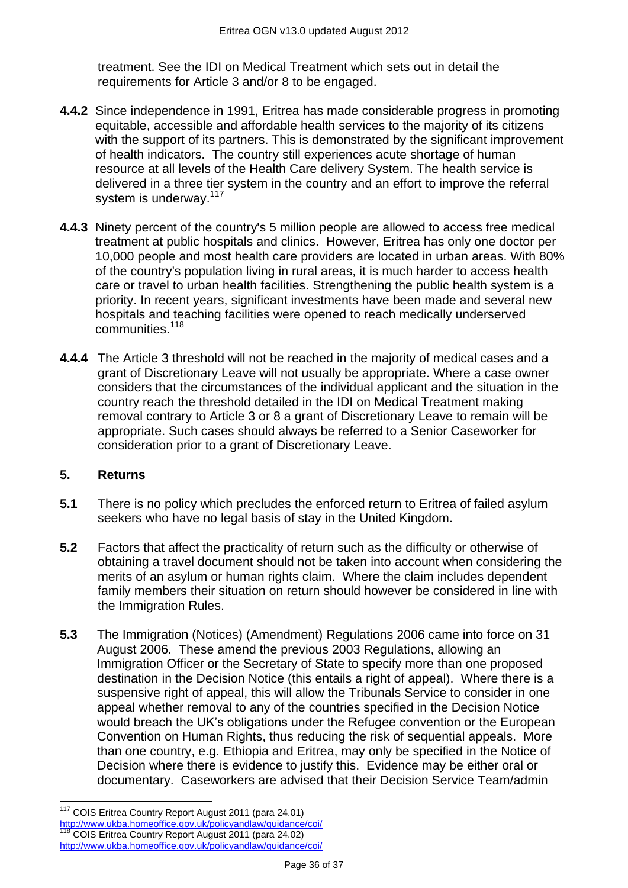treatment. See the IDI on Medical Treatment which sets out in detail the requirements for Article 3 and/or 8 to be engaged.

**4.4.2** Since independence in 1991, Eritrea has made considerable progress in promoting equitable, accessible and affordable health services to the majority of its citizens with the support of its partners. This is demonstrated by the significant improvement of health indicators. The country still experiences acute shortage of human resource at all levels of the Health Care delivery System. The health service is delivered in a three tier system in the country and an effort to improve the referral system is underway.[117]

**4.4.3** Ninety percent of the country's 5 million people are allowed to access free medical treatment at public hospitals and clinics. However, Eritrea has only one doctor per 10,000 people and most health care providers are located in urban areas. With 80% of the country's population living in rural areas, it is much harder to access health care or travel to urban health facilities. Strengthening the public health system is a priority. In recent years, significant investments have been made and several new hospitals and teaching facilities were opened to reach medically underserved communities.[118]

**4.4.4** The Article 3 threshold will not be reached in the majority of medical cases and a grant of Discretionary Leave will not usually be appropriate. Where a case owner considers that the circumstances of the individual applicant and the situation in the country reach the threshold detailed in the IDI on Medical Treatment making removal contrary to Article 3 or 8 a grant of Discretionary Leave to remain will be appropriate. Such cases should always be referred to a Senior Caseworker for consideration prior to a grant of Discretionary Leave.

## 5. Returns

**5.1** There is no policy which precludes the enforced return to Eritrea of failed asylum seekers who have no legal basis of stay in the United Kingdom.

**5.2** Factors that affect the practicality of return such as the difficulty or otherwise of obtaining a travel document should not be taken into account when considering the merits of an asylum or human rights claim. Where the claim includes dependent family members their situation on return should however be considered in line with the Immigration Rules.

**5.3** The Immigration (Notices) (Amendment) Regulations 2006 came into force on 31 August 2006. These amend the previous 2003 Regulations, allowing an Immigration Officer or the Secretary of State to specify more than one proposed destination in the Decision Notice (this entails a right of appeal). Where there is a suspensive right of appeal, this will allow the Tribunals Service to consider in one appeal whether removal to any of the countries specified in the Decision Notice would breach the UK's obligations under the Refugee convention or the European Convention on Human Rights, thus reducing the risk of sequential appeals. More than one country, e.g. Ethiopia and Eritrea, may only be specified in the Notice of Decision where there is evidence to justify this. Evidence may be either oral or documentary. Caseworkers are advised that their Decision Service Team/admin

---

[117] COIS Eritrea Country Report August 2011 (para 24.01) http://www.ukba.homeoffice.gov.uk/policyandlaw/guidance/coi/

[118] COIS Eritrea Country Report August 2011 (para 24.02) http://www.ukba.homeoffice.gov.uk/policyandlaw/guidance/coi/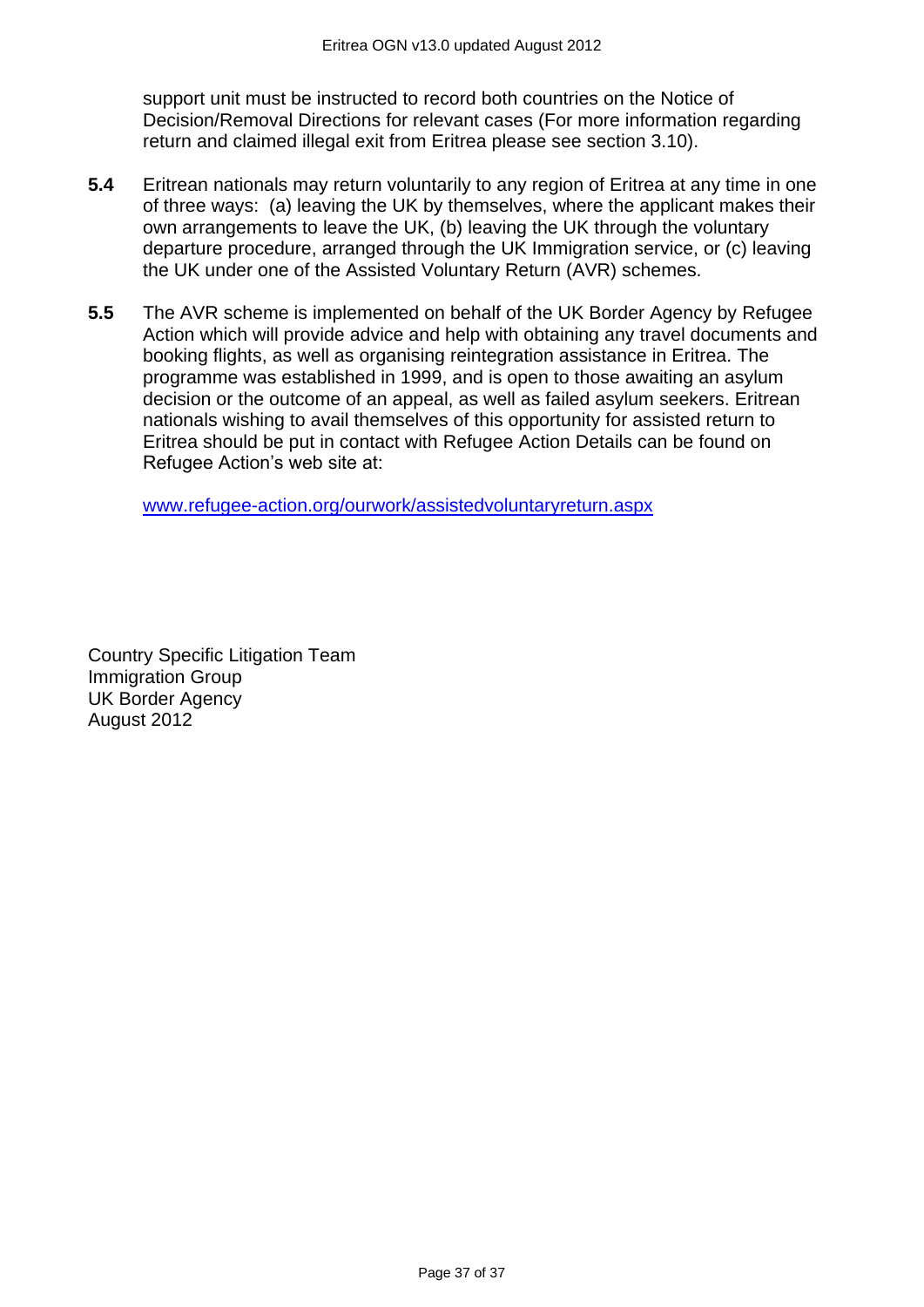support unit must be instructed to record both countries on the Notice of Decision/Removal Directions for relevant cases (For more information regarding return and claimed illegal exit from Eritrea please see section 3.10).

**5.4** Eritrean nationals may return voluntarily to any region of Eritrea at any time in one of three ways: (a) leaving the UK by themselves, where the applicant makes their own arrangements to leave the UK, (b) leaving the UK through the voluntary departure procedure, arranged through the UK Immigration service, or (c) leaving the UK under one of the Assisted Voluntary Return (AVR) schemes.

**5.5** The AVR scheme is implemented on behalf of the UK Border Agency by Refugee Action which will provide advice and help with obtaining any travel documents and booking flights, as well as organising reintegration assistance in Eritrea. The programme was established in 1999, and is open to those awaiting an asylum decision or the outcome of an appeal, as well as failed asylum seekers. Eritrean nationals wishing to avail themselves of this opportunity for assisted return to Eritrea should be put in contact with Refugee Action Details can be found on Refugee Action's web site at:

[www.refugee-action.org/ourwork/assistedvoluntaryreturn.aspx](www.refugee-action.org/ourwork/assistedvoluntaryreturn.aspx)

Country Specific Litigation Team
Immigration Group
UK Border Agency
August 2012